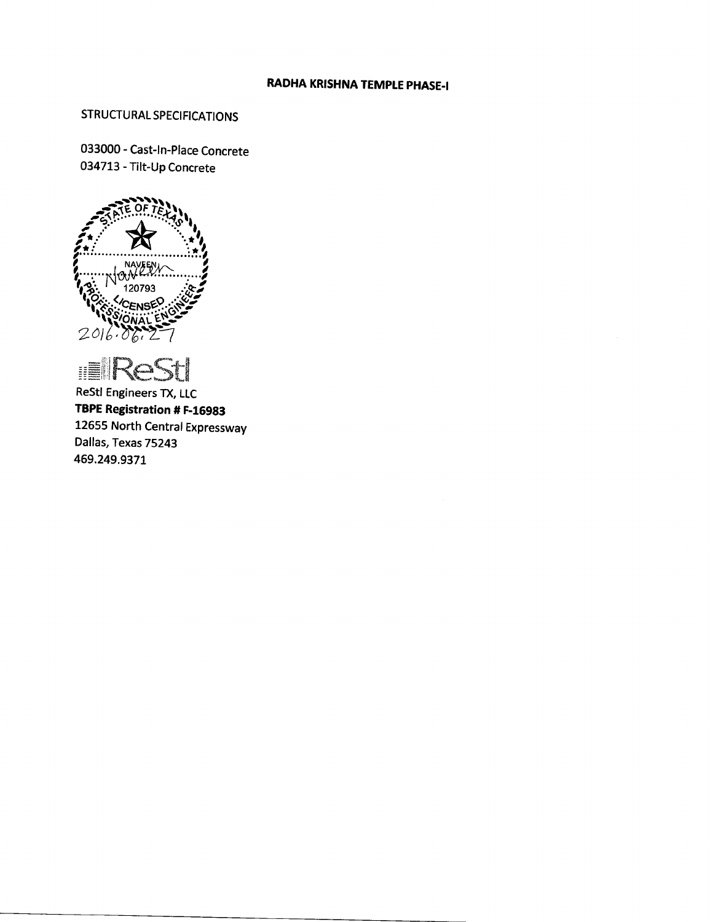# RADHA KRISHNA TEMPLE PHASE-I

STRUCTURAL SPECIFICATIONS

033000 - Cast-In-Place Concrete
034713 - Tilt-Up Concrete

STATE OF TEXAS
NAVEEN
120793
LICENSED
PROFESSIONAL ENGINEER
2016.06.27

ReStl

ReStl Engineers TX, LLC
**TBPE Registration # F-16983**
12655 North Central Expressway
Dallas, Texas 75243
469.249.9371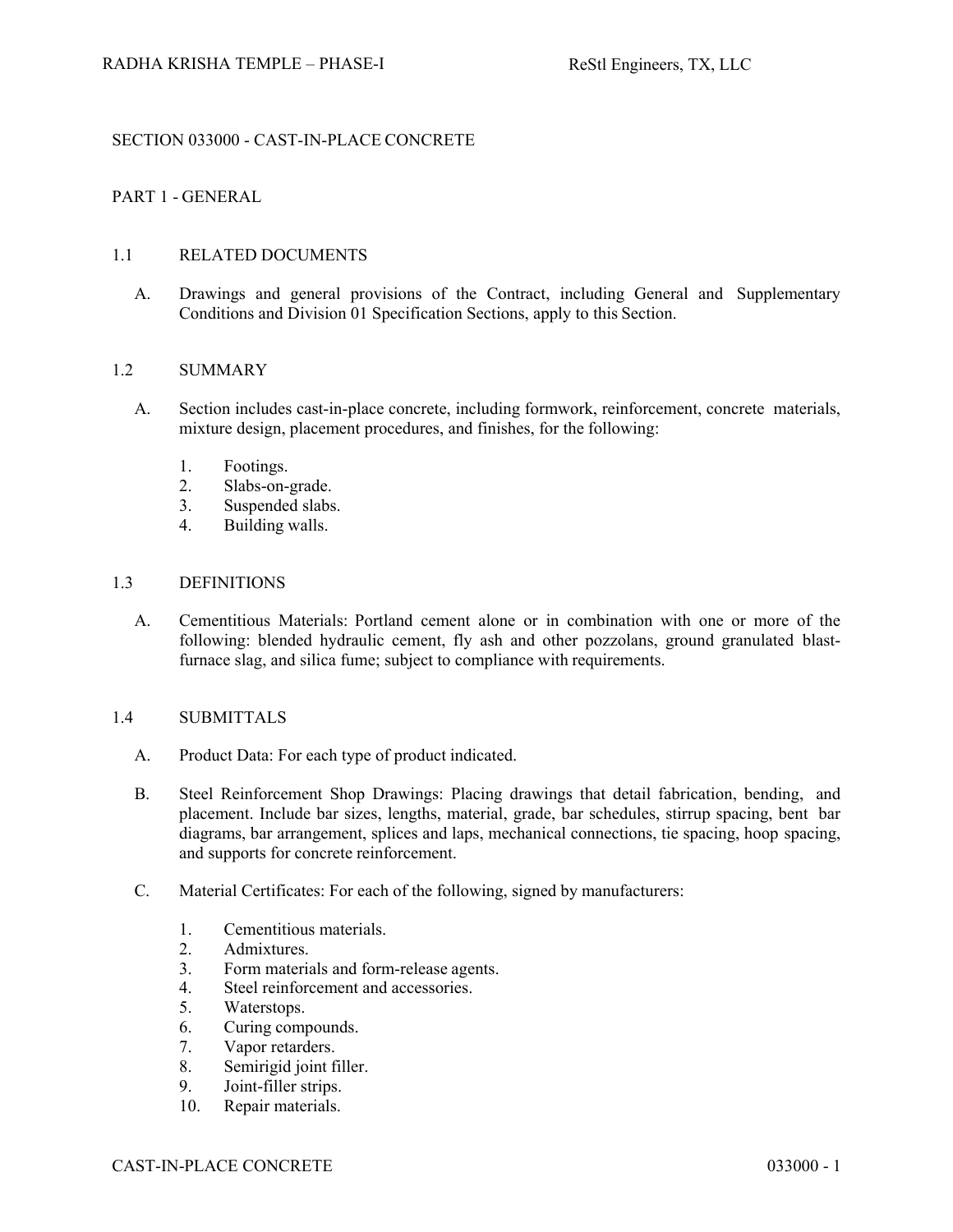## SECTION 033000 - CAST-IN-PLACE CONCRETE

### PART 1 - GENERAL

#### 1.1 RELATED DOCUMENTS

A. Drawings and general provisions of the Contract, including General and Supplementary Conditions and Division 01 Specification Sections, apply to this Section.

#### 1.2 SUMMARY

A. Section includes cast-in-place concrete, including formwork, reinforcement, concrete materials, mixture design, placement procedures, and finishes, for the following:

1. Footings.
2. Slabs-on-grade.
3. Suspended slabs.
4. Building walls.

#### 1.3 DEFINITIONS

A. Cementitious Materials: Portland cement alone or in combination with one or more of the following: blended hydraulic cement, fly ash and other pozzolans, ground granulated blast-furnace slag, and silica fume; subject to compliance with requirements.

#### 1.4 SUBMITTALS

A. Product Data: For each type of product indicated.

B. Steel Reinforcement Shop Drawings: Placing drawings that detail fabrication, bending, and placement. Include bar sizes, lengths, material, grade, bar schedules, stirrup spacing, bent bar diagrams, bar arrangement, splices and laps, mechanical connections, tie spacing, hoop spacing, and supports for concrete reinforcement.

C. Material Certificates: For each of the following, signed by manufacturers:

1. Cementitious materials.
2. Admixtures.
3. Form materials and form-release agents.
4. Steel reinforcement and accessories.
5. Waterstops.
6. Curing compounds.
7. Vapor retarders.
8. Semirigid joint filler.
9. Joint-filler strips.
10. Repair materials.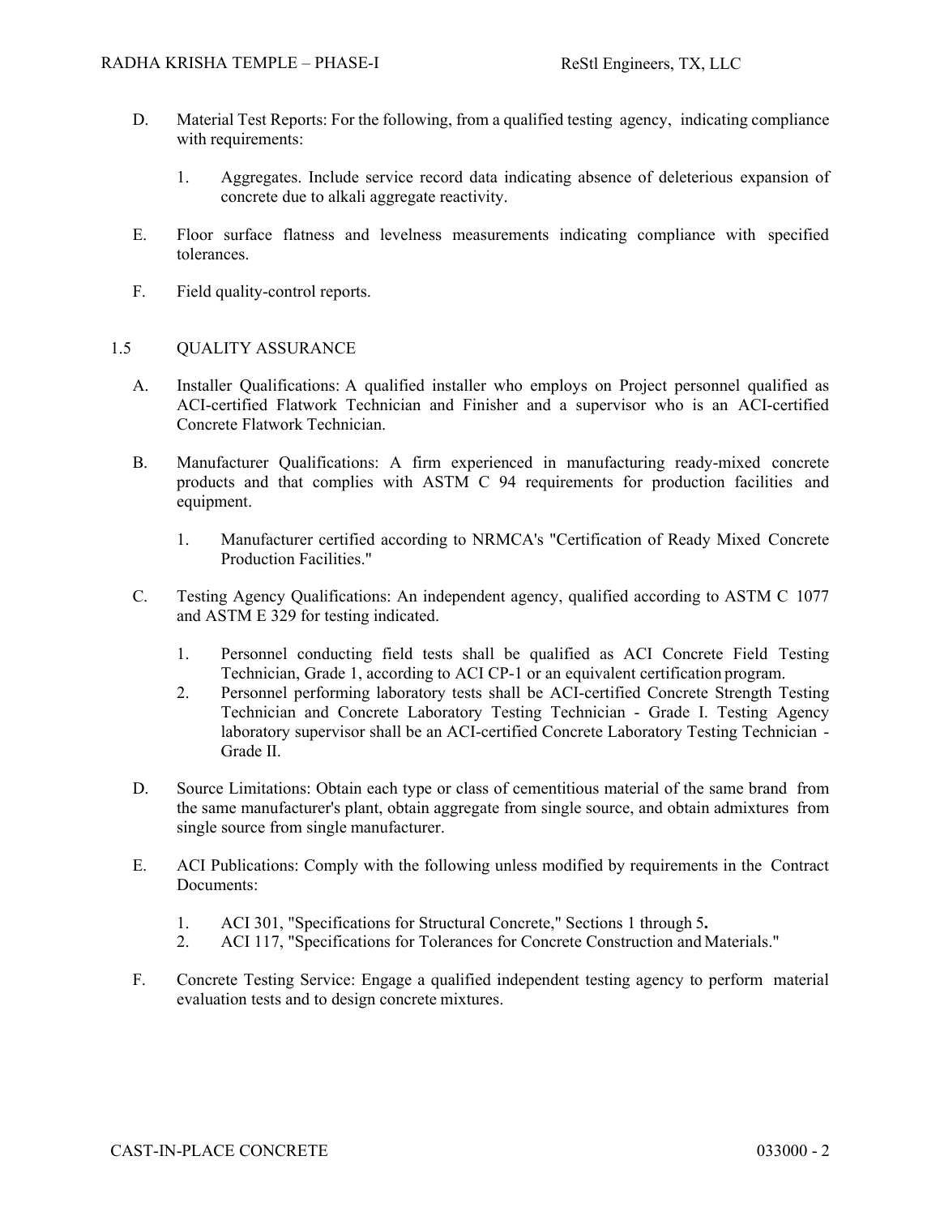D. Material Test Reports: For the following, from a qualified testing agency, indicating compliance with requirements:

   1. Aggregates. Include service record data indicating absence of deleterious expansion of concrete due to alkali aggregate reactivity.

E. Floor surface flatness and levelness measurements indicating compliance with specified tolerances.

F. Field quality-control reports.

## 1.5 QUALITY ASSURANCE

A. Installer Qualifications: A qualified installer who employs on Project personnel qualified as ACI-certified Flatwork Technician and Finisher and a supervisor who is an ACI-certified Concrete Flatwork Technician.

B. Manufacturer Qualifications: A firm experienced in manufacturing ready-mixed concrete products and that complies with ASTM C 94 requirements for production facilities and equipment.

   1. Manufacturer certified according to NRMCA's "Certification of Ready Mixed Concrete Production Facilities."

C. Testing Agency Qualifications: An independent agency, qualified according to ASTM C 1077 and ASTM E 329 for testing indicated.

   1. Personnel conducting field tests shall be qualified as ACI Concrete Field Testing Technician, Grade 1, according to ACI CP-1 or an equivalent certification program.
   2. Personnel performing laboratory tests shall be ACI-certified Concrete Strength Testing Technician and Concrete Laboratory Testing Technician - Grade I. Testing Agency laboratory supervisor shall be an ACI-certified Concrete Laboratory Testing Technician - Grade II.

D. Source Limitations: Obtain each type or class of cementitious material of the same brand from the same manufacturer's plant, obtain aggregate from single source, and obtain admixtures from single source from single manufacturer.

E. ACI Publications: Comply with the following unless modified by requirements in the Contract Documents:

   1. ACI 301, "Specifications for Structural Concrete," Sections 1 through 5**.**
   2. ACI 117, "Specifications for Tolerances for Concrete Construction and Materials."

F. Concrete Testing Service: Engage a qualified independent testing agency to perform material evaluation tests and to design concrete mixtures.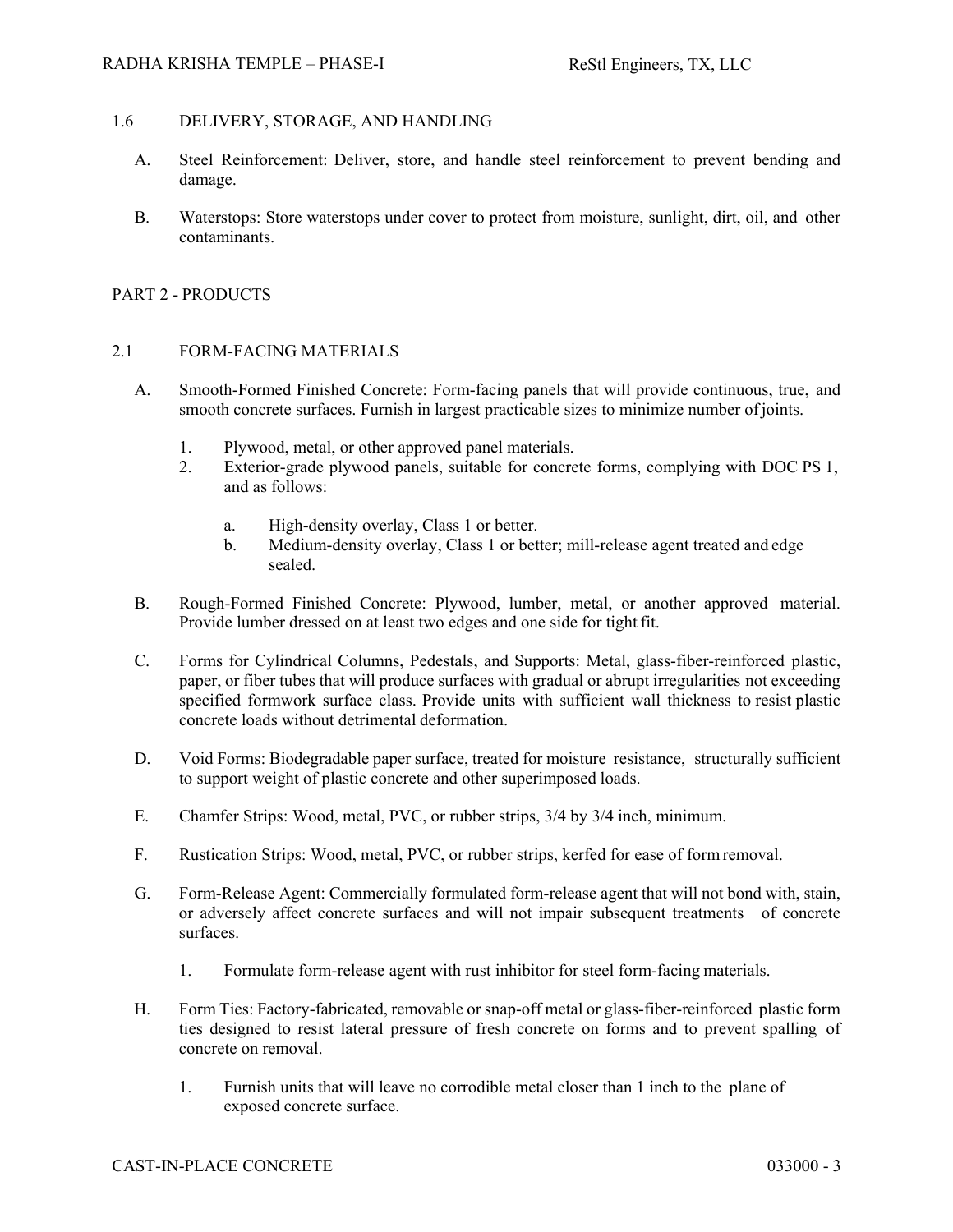## 1.6 DELIVERY, STORAGE, AND HANDLING

A. Steel Reinforcement: Deliver, store, and handle steel reinforcement to prevent bending and damage.

B. Waterstops: Store waterstops under cover to protect from moisture, sunlight, dirt, oil, and other contaminants.

# PART 2 - PRODUCTS

## 2.1 FORM-FACING MATERIALS

A. Smooth-Formed Finished Concrete: Form-facing panels that will provide continuous, true, and smooth concrete surfaces. Furnish in largest practicable sizes to minimize number of joints.

1. Plywood, metal, or other approved panel materials.
2. Exterior-grade plywood panels, suitable for concrete forms, complying with DOC PS 1, and as follows:

   a. High-density overlay, Class 1 or better.
   b. Medium-density overlay, Class 1 or better; mill-release agent treated and edge sealed.

B. Rough-Formed Finished Concrete: Plywood, lumber, metal, or another approved material. Provide lumber dressed on at least two edges and one side for tight fit.

C. Forms for Cylindrical Columns, Pedestals, and Supports: Metal, glass-fiber-reinforced plastic, paper, or fiber tubes that will produce surfaces with gradual or abrupt irregularities not exceeding specified formwork surface class. Provide units with sufficient wall thickness to resist plastic concrete loads without detrimental deformation.

D. Void Forms: Biodegradable paper surface, treated for moisture resistance, structurally sufficient to support weight of plastic concrete and other superimposed loads.

E. Chamfer Strips: Wood, metal, PVC, or rubber strips, 3/4 by 3/4 inch, minimum.

F. Rustication Strips: Wood, metal, PVC, or rubber strips, kerfed for ease of form removal.

G. Form-Release Agent: Commercially formulated form-release agent that will not bond with, stain, or adversely affect concrete surfaces and will not impair subsequent treatments of concrete surfaces.

1. Formulate form-release agent with rust inhibitor for steel form-facing materials.

H. Form Ties: Factory-fabricated, removable or snap-off metal or glass-fiber-reinforced plastic form ties designed to resist lateral pressure of fresh concrete on forms and to prevent spalling of concrete on removal.

1. Furnish units that will leave no corrodible metal closer than 1 inch to the plane of exposed concrete surface.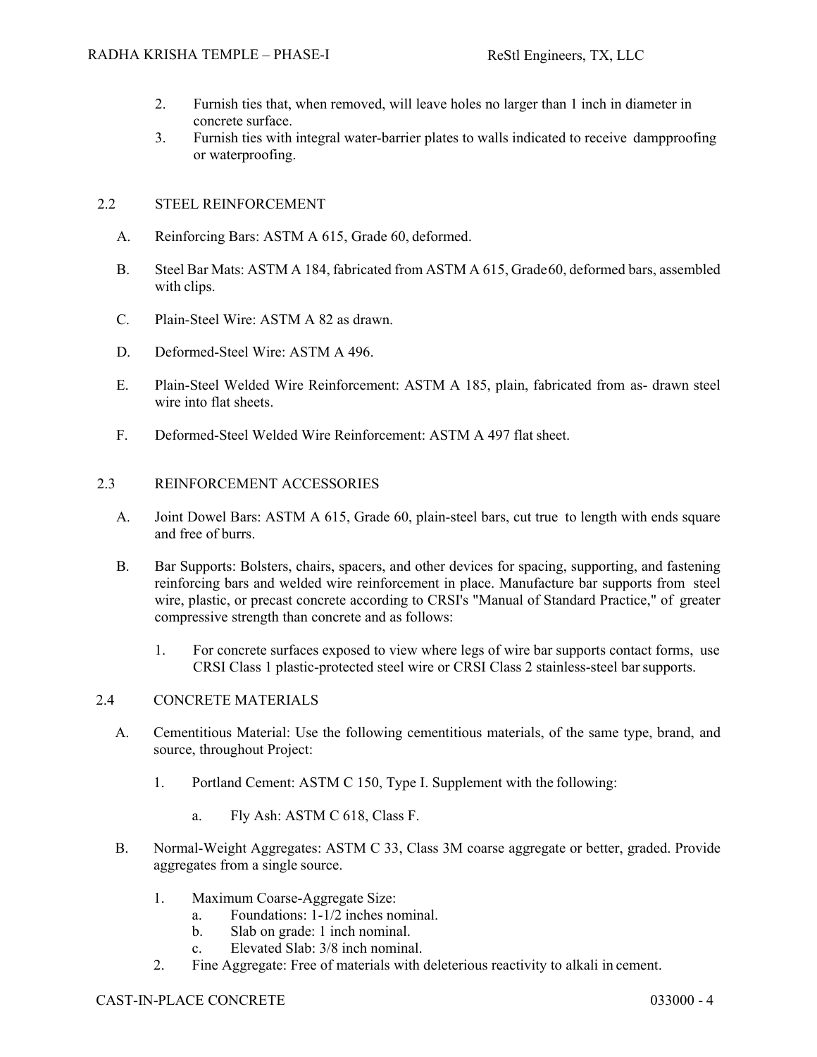2. Furnish ties that, when removed, will leave holes no larger than 1 inch in diameter in concrete surface.
3. Furnish ties with integral water-barrier plates to walls indicated to receive dampproofing or waterproofing.

## 2.2 STEEL REINFORCEMENT

A. Reinforcing Bars: ASTM A 615, Grade 60, deformed.

B. Steel Bar Mats: ASTM A 184, fabricated from ASTM A 615, Grade60, deformed bars, assembled with clips.

C. Plain-Steel Wire: ASTM A 82 as drawn.

D. Deformed-Steel Wire: ASTM A 496.

E. Plain-Steel Welded Wire Reinforcement: ASTM A 185, plain, fabricated from as- drawn steel wire into flat sheets.

F. Deformed-Steel Welded Wire Reinforcement: ASTM A 497 flat sheet.

## 2.3 REINFORCEMENT ACCESSORIES

A. Joint Dowel Bars: ASTM A 615, Grade 60, plain-steel bars, cut true to length with ends square and free of burrs.

B. Bar Supports: Bolsters, chairs, spacers, and other devices for spacing, supporting, and fastening reinforcing bars and welded wire reinforcement in place. Manufacture bar supports from steel wire, plastic, or precast concrete according to CRSI's "Manual of Standard Practice," of greater compressive strength than concrete and as follows:

   1. For concrete surfaces exposed to view where legs of wire bar supports contact forms, use CRSI Class 1 plastic-protected steel wire or CRSI Class 2 stainless-steel bar supports.

## 2.4 CONCRETE MATERIALS

A. Cementitious Material: Use the following cementitious materials, of the same type, brand, and source, throughout Project:

   1. Portland Cement: ASTM C 150, Type I. Supplement with the following:

      a. Fly Ash: ASTM C 618, Class F.

B. Normal-Weight Aggregates: ASTM C 33, Class 3M coarse aggregate or better, graded. Provide aggregates from a single source.

   1. Maximum Coarse-Aggregate Size:
      a. Foundations: 1-1/2 inches nominal.
      b. Slab on grade: 1 inch nominal.
      c. Elevated Slab: 3/8 inch nominal.
   2. Fine Aggregate: Free of materials with deleterious reactivity to alkali in cement.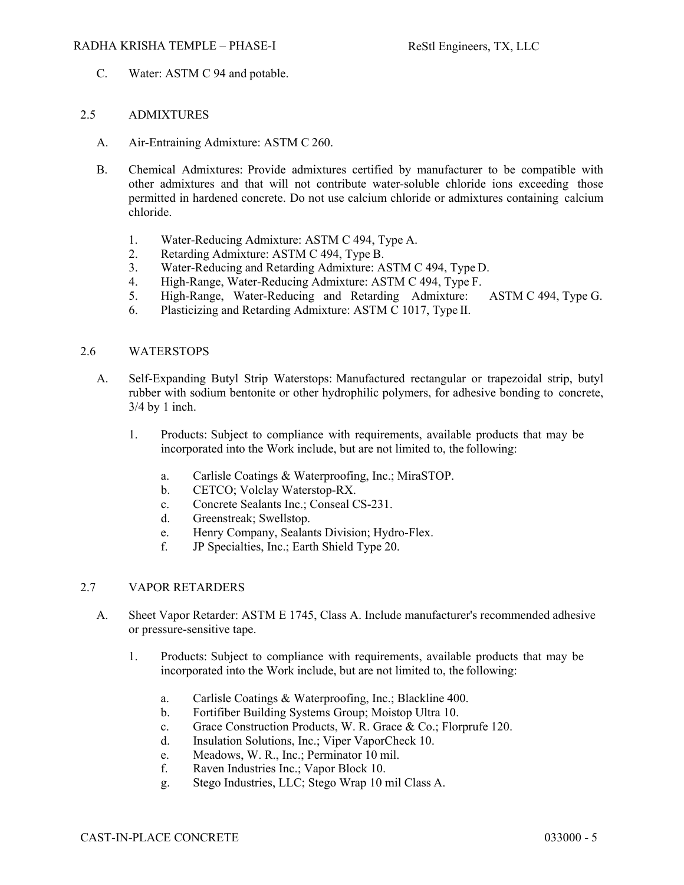C. Water: ASTM C 94 and potable.

## 2.5 ADMIXTURES

A. Air-Entraining Admixture: ASTM C 260.

B. Chemical Admixtures: Provide admixtures certified by manufacturer to be compatible with other admixtures and that will not contribute water-soluble chloride ions exceeding those permitted in hardened concrete. Do not use calcium chloride or admixtures containing calcium chloride.

1. Water-Reducing Admixture: ASTM C 494, Type A.
2. Retarding Admixture: ASTM C 494, Type B.
3. Water-Reducing and Retarding Admixture: ASTM C 494, Type D.
4. High-Range, Water-Reducing Admixture: ASTM C 494, Type F.
5. High-Range, Water-Reducing and Retarding Admixture: ASTM C 494, Type G.
6. Plasticizing and Retarding Admixture: ASTM C 1017, Type II.

## 2.6 WATERSTOPS

A. Self-Expanding Butyl Strip Waterstops: Manufactured rectangular or trapezoidal strip, butyl rubber with sodium bentonite or other hydrophilic polymers, for adhesive bonding to concrete, 3/4 by 1 inch.

1. Products: Subject to compliance with requirements, available products that may be incorporated into the Work include, but are not limited to, the following:

   a. Carlisle Coatings & Waterproofing, Inc.; MiraSTOP.
   b. CETCO; Volclay Waterstop-RX.
   c. Concrete Sealants Inc.; Conseal CS-231.
   d. Greenstreak; Swellstop.
   e. Henry Company, Sealants Division; Hydro-Flex.
   f. JP Specialties, Inc.; Earth Shield Type 20.

## 2.7 VAPOR RETARDERS

A. Sheet Vapor Retarder: ASTM E 1745, Class A. Include manufacturer's recommended adhesive or pressure-sensitive tape.

1. Products: Subject to compliance with requirements, available products that may be incorporated into the Work include, but are not limited to, the following:

   a. Carlisle Coatings & Waterproofing, Inc.; Blackline 400.
   b. Fortifiber Building Systems Group; Moistop Ultra 10.
   c. Grace Construction Products, W. R. Grace & Co.; Florprufe 120.
   d. Insulation Solutions, Inc.; Viper VaporCheck 10.
   e. Meadows, W. R., Inc.; Perminator 10 mil.
   f. Raven Industries Inc.; Vapor Block 10.
   g. Stego Industries, LLC; Stego Wrap 10 mil Class A.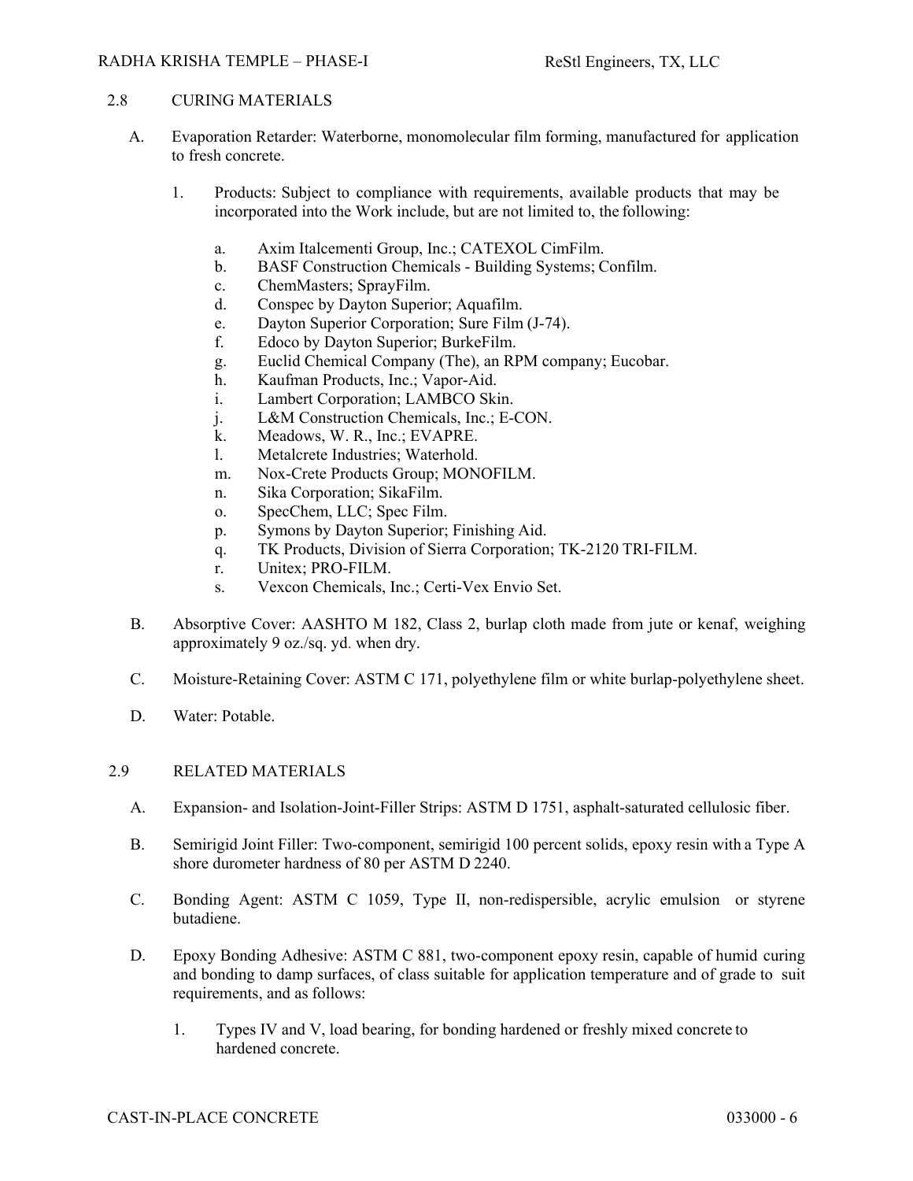## 2.8 CURING MATERIALS

A. Evaporation Retarder: Waterborne, monomolecular film forming, manufactured for application to fresh concrete.

1. Products: Subject to compliance with requirements, available products that may be incorporated into the Work include, but are not limited to, the following:

   a. Axim Italcementi Group, Inc.; CATEXOL CimFilm.
   b. BASF Construction Chemicals - Building Systems; Confilm.
   c. ChemMasters; SprayFilm.
   d. Conspec by Dayton Superior; Aquafilm.
   e. Dayton Superior Corporation; Sure Film (J-74).
   f. Edoco by Dayton Superior; BurkeFilm.
   g. Euclid Chemical Company (The), an RPM company; Eucobar.
   h. Kaufman Products, Inc.; Vapor-Aid.
   i. Lambert Corporation; LAMBCO Skin.
   j. L&M Construction Chemicals, Inc.; E-CON.
   k. Meadows, W. R., Inc.; EVAPRE.
   l. Metalcrete Industries; Waterhold.
   m. Nox-Crete Products Group; MONOFILM.
   n. Sika Corporation; SikaFilm.
   o. SpecChem, LLC; Spec Film.
   p. Symons by Dayton Superior; Finishing Aid.
   q. TK Products, Division of Sierra Corporation; TK-2120 TRI-FILM.
   r. Unitex; PRO-FILM.
   s. Vexcon Chemicals, Inc.; Certi-Vex Envio Set.

B. Absorptive Cover: AASHTO M 182, Class 2, burlap cloth made from jute or kenaf, weighing approximately 9 oz./sq. yd. when dry.

C. Moisture-Retaining Cover: ASTM C 171, polyethylene film or white burlap-polyethylene sheet.

D. Water: Potable.

## 2.9 RELATED MATERIALS

A. Expansion- and Isolation-Joint-Filler Strips: ASTM D 1751, asphalt-saturated cellulosic fiber.

B. Semirigid Joint Filler: Two-component, semirigid 100 percent solids, epoxy resin with a Type A shore durometer hardness of 80 per ASTM D 2240.

C. Bonding Agent: ASTM C 1059, Type II, non-redispersible, acrylic emulsion or styrene butadiene.

D. Epoxy Bonding Adhesive: ASTM C 881, two-component epoxy resin, capable of humid curing and bonding to damp surfaces, of class suitable for application temperature and of grade to suit requirements, and as follows:

1. Types IV and V, load bearing, for bonding hardened or freshly mixed concrete to hardened concrete.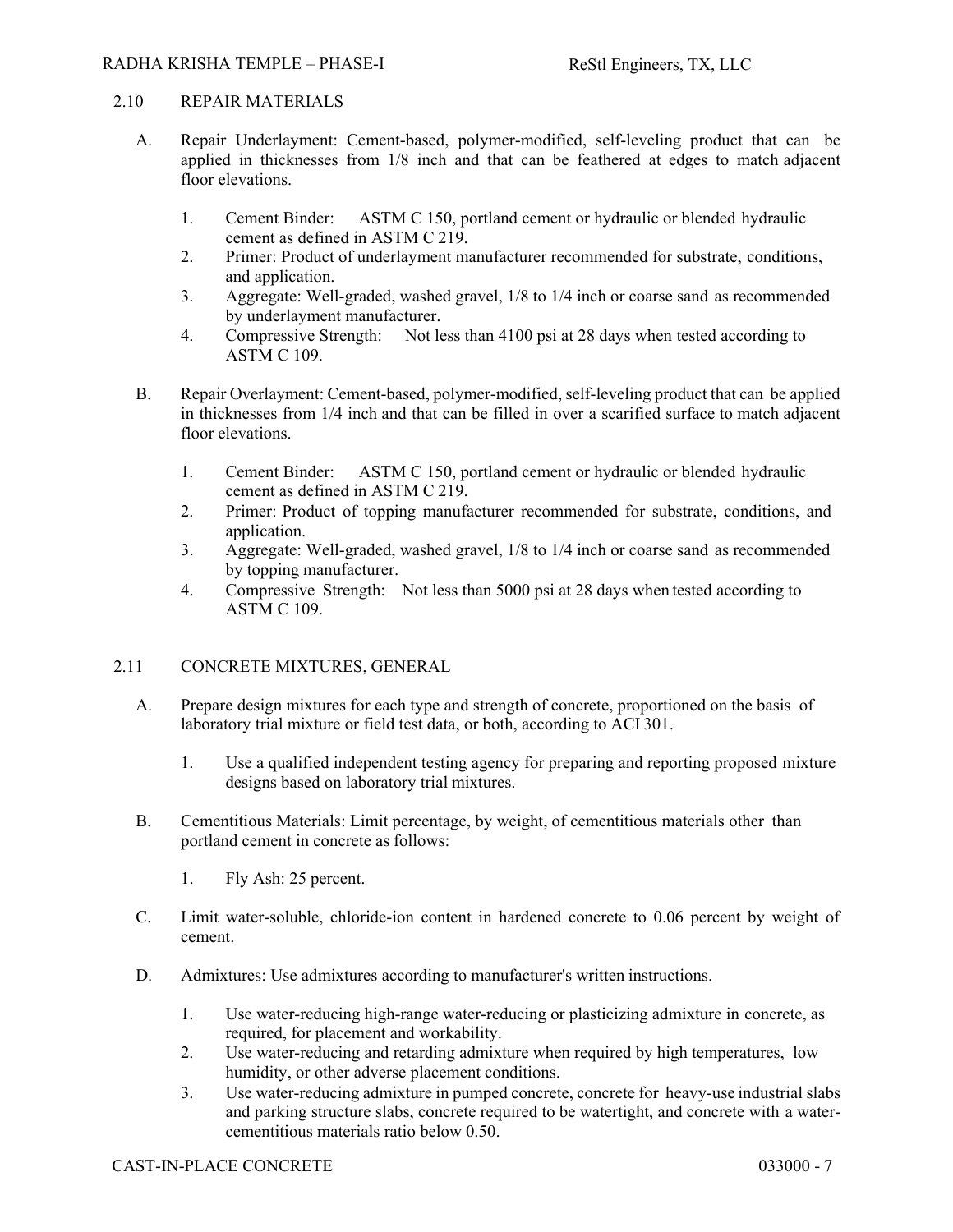## 2.10 REPAIR MATERIALS

A. Repair Underlayment: Cement-based, polymer-modified, self-leveling product that can be applied in thicknesses from 1/8 inch and that can be feathered at edges to match adjacent floor elevations.

1. Cement Binder: ASTM C 150, portland cement or hydraulic or blended hydraulic cement as defined in ASTM C 219.
2. Primer: Product of underlayment manufacturer recommended for substrate, conditions, and application.
3. Aggregate: Well-graded, washed gravel, 1/8 to 1/4 inch or coarse sand as recommended by underlayment manufacturer.
4. Compressive Strength: Not less than 4100 psi at 28 days when tested according to ASTM C 109.

B. Repair Overlayment: Cement-based, polymer-modified, self-leveling product that can be applied in thicknesses from 1/4 inch and that can be filled in over a scarified surface to match adjacent floor elevations.

1. Cement Binder: ASTM C 150, portland cement or hydraulic or blended hydraulic cement as defined in ASTM C 219.
2. Primer: Product of topping manufacturer recommended for substrate, conditions, and application.
3. Aggregate: Well-graded, washed gravel, 1/8 to 1/4 inch or coarse sand as recommended by topping manufacturer.
4. Compressive Strength: Not less than 5000 psi at 28 days when tested according to ASTM C 109.

## 2.11 CONCRETE MIXTURES, GENERAL

A. Prepare design mixtures for each type and strength of concrete, proportioned on the basis of laboratory trial mixture or field test data, or both, according to ACI 301.

1. Use a qualified independent testing agency for preparing and reporting proposed mixture designs based on laboratory trial mixtures.

B. Cementitious Materials: Limit percentage, by weight, of cementitious materials other than portland cement in concrete as follows:

1. Fly Ash: 25 percent.

C. Limit water-soluble, chloride-ion content in hardened concrete to 0.06 percent by weight of cement.

D. Admixtures: Use admixtures according to manufacturer's written instructions.

1. Use water-reducing high-range water-reducing or plasticizing admixture in concrete, as required, for placement and workability.
2. Use water-reducing and retarding admixture when required by high temperatures, low humidity, or other adverse placement conditions.
3. Use water-reducing admixture in pumped concrete, concrete for heavy-use industrial slabs and parking structure slabs, concrete required to be watertight, and concrete with a water-cementitious materials ratio below 0.50.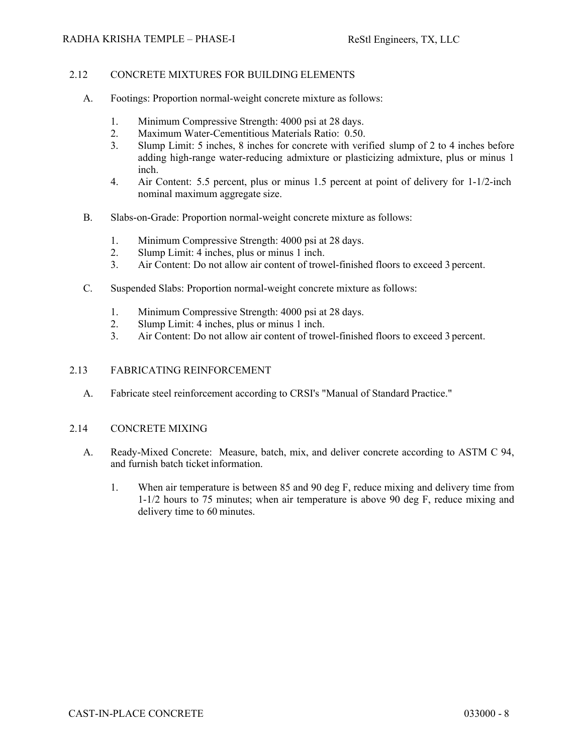## 2.12 CONCRETE MIXTURES FOR BUILDING ELEMENTS

A. Footings: Proportion normal-weight concrete mixture as follows:

1. Minimum Compressive Strength: 4000 psi at 28 days.
2. Maximum Water-Cementitious Materials Ratio: 0.50.
3. Slump Limit: 5 inches, 8 inches for concrete with verified slump of 2 to 4 inches before adding high-range water-reducing admixture or plasticizing admixture, plus or minus 1 inch.
4. Air Content: 5.5 percent, plus or minus 1.5 percent at point of delivery for 1-1/2-inch nominal maximum aggregate size.

B. Slabs-on-Grade: Proportion normal-weight concrete mixture as follows:

1. Minimum Compressive Strength: 4000 psi at 28 days.
2. Slump Limit: 4 inches, plus or minus 1 inch.
3. Air Content: Do not allow air content of trowel-finished floors to exceed 3 percent.

C. Suspended Slabs: Proportion normal-weight concrete mixture as follows:

1. Minimum Compressive Strength: 4000 psi at 28 days.
2. Slump Limit: 4 inches, plus or minus 1 inch.
3. Air Content: Do not allow air content of trowel-finished floors to exceed 3 percent.

## 2.13 FABRICATING REINFORCEMENT

A. Fabricate steel reinforcement according to CRSI's "Manual of Standard Practice."

## 2.14 CONCRETE MIXING

A. Ready-Mixed Concrete: Measure, batch, mix, and deliver concrete according to ASTM C 94, and furnish batch ticket information.

1. When air temperature is between 85 and 90 deg F, reduce mixing and delivery time from 1-1/2 hours to 75 minutes; when air temperature is above 90 deg F, reduce mixing and delivery time to 60 minutes.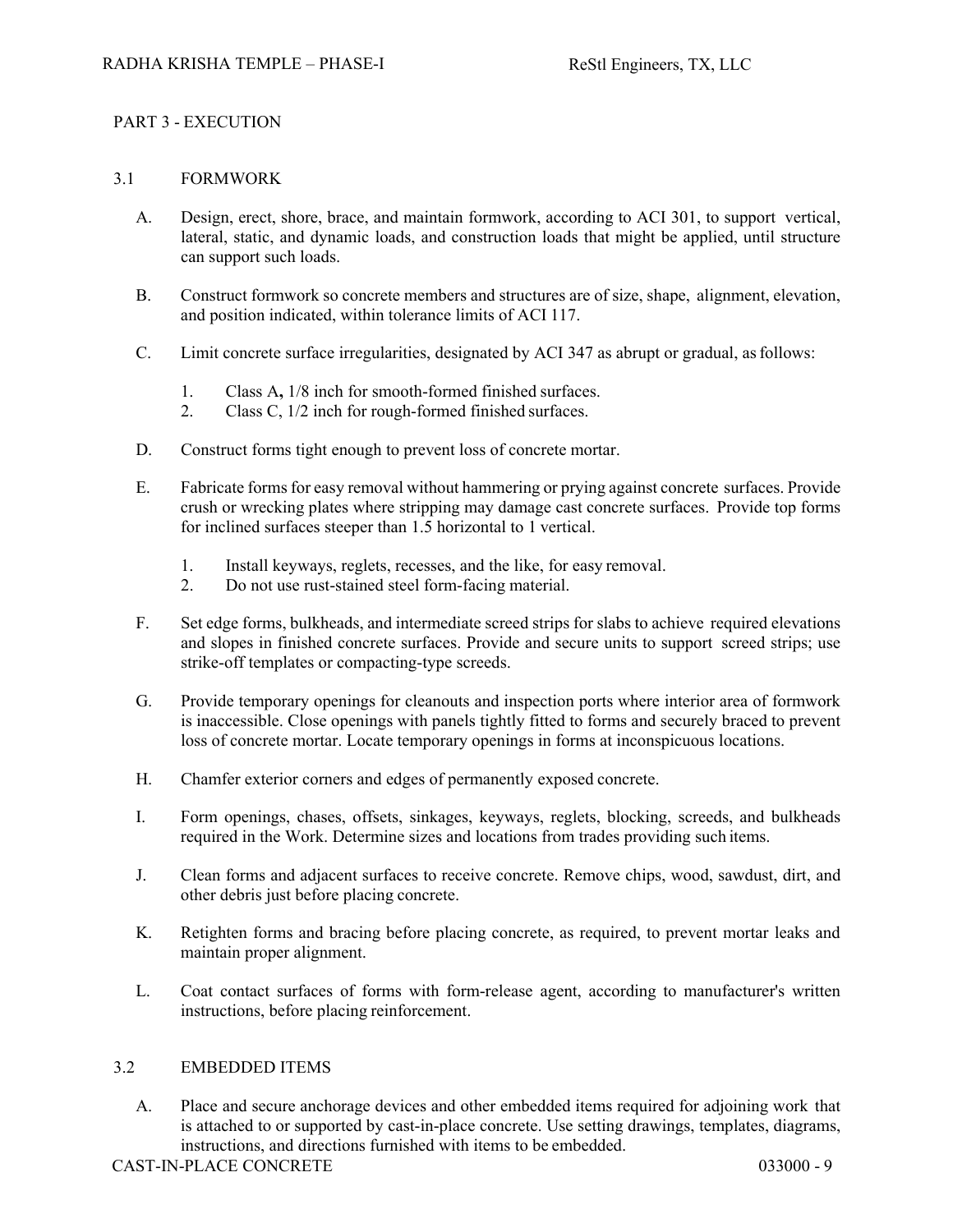## PART 3 - EXECUTION

### 3.1 FORMWORK

A. Design, erect, shore, brace, and maintain formwork, according to ACI 301, to support vertical, lateral, static, and dynamic loads, and construction loads that might be applied, until structure can support such loads.

B. Construct formwork so concrete members and structures are of size, shape, alignment, elevation, and position indicated, within tolerance limits of ACI 117.

C. Limit concrete surface irregularities, designated by ACI 347 as abrupt or gradual, as follows:

1. Class A**,** 1/8 inch for smooth-formed finished surfaces.
2. Class C, 1/2 inch for rough-formed finished surfaces.

D. Construct forms tight enough to prevent loss of concrete mortar.

E. Fabricate forms for easy removal without hammering or prying against concrete surfaces. Provide crush or wrecking plates where stripping may damage cast concrete surfaces. Provide top forms for inclined surfaces steeper than 1.5 horizontal to 1 vertical.

1. Install keyways, reglets, recesses, and the like, for easy removal.
2. Do not use rust-stained steel form-facing material.

F. Set edge forms, bulkheads, and intermediate screed strips for slabs to achieve required elevations and slopes in finished concrete surfaces. Provide and secure units to support screed strips; use strike-off templates or compacting-type screeds.

G. Provide temporary openings for cleanouts and inspection ports where interior area of formwork is inaccessible. Close openings with panels tightly fitted to forms and securely braced to prevent loss of concrete mortar. Locate temporary openings in forms at inconspicuous locations.

H. Chamfer exterior corners and edges of permanently exposed concrete.

I. Form openings, chases, offsets, sinkages, keyways, reglets, blocking, screeds, and bulkheads required in the Work. Determine sizes and locations from trades providing such items.

J. Clean forms and adjacent surfaces to receive concrete. Remove chips, wood, sawdust, dirt, and other debris just before placing concrete.

K. Retighten forms and bracing before placing concrete, as required, to prevent mortar leaks and maintain proper alignment.

L. Coat contact surfaces of forms with form-release agent, according to manufacturer's written instructions, before placing reinforcement.

### 3.2 EMBEDDED ITEMS

A. Place and secure anchorage devices and other embedded items required for adjoining work that is attached to or supported by cast-in-place concrete. Use setting drawings, templates, diagrams, instructions, and directions furnished with items to be embedded.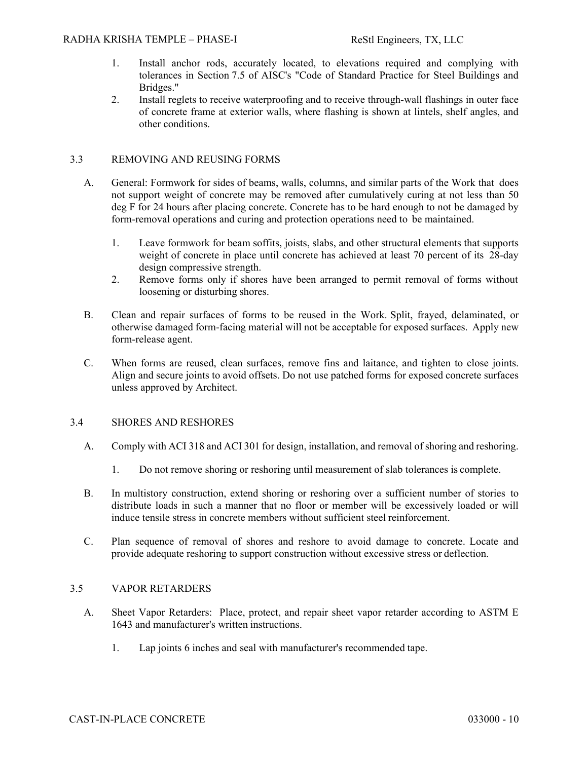1. Install anchor rods, accurately located, to elevations required and complying with tolerances in Section 7.5 of AISC's "Code of Standard Practice for Steel Buildings and Bridges."
2. Install reglets to receive waterproofing and to receive through-wall flashings in outer face of concrete frame at exterior walls, where flashing is shown at lintels, shelf angles, and other conditions.

## 3.3 REMOVING AND REUSING FORMS

A. General: Formwork for sides of beams, walls, columns, and similar parts of the Work that does not support weight of concrete may be removed after cumulatively curing at not less than 50 deg F for 24 hours after placing concrete. Concrete has to be hard enough to not be damaged by form-removal operations and curing and protection operations need to be maintained.

1. Leave formwork for beam soffits, joists, slabs, and other structural elements that supports weight of concrete in place until concrete has achieved at least 70 percent of its 28-day design compressive strength.
2. Remove forms only if shores have been arranged to permit removal of forms without loosening or disturbing shores.

B. Clean and repair surfaces of forms to be reused in the Work. Split, frayed, delaminated, or otherwise damaged form-facing material will not be acceptable for exposed surfaces. Apply new form-release agent.

C. When forms are reused, clean surfaces, remove fins and laitance, and tighten to close joints. Align and secure joints to avoid offsets. Do not use patched forms for exposed concrete surfaces unless approved by Architect.

## 3.4 SHORES AND RESHORES

A. Comply with ACI 318 and ACI 301 for design, installation, and removal of shoring and reshoring.

1. Do not remove shoring or reshoring until measurement of slab tolerances is complete.

B. In multistory construction, extend shoring or reshoring over a sufficient number of stories to distribute loads in such a manner that no floor or member will be excessively loaded or will induce tensile stress in concrete members without sufficient steel reinforcement.

C. Plan sequence of removal of shores and reshore to avoid damage to concrete. Locate and provide adequate reshoring to support construction without excessive stress or deflection.

## 3.5 VAPOR RETARDERS

A. Sheet Vapor Retarders: Place, protect, and repair sheet vapor retarder according to ASTM E 1643 and manufacturer's written instructions.

1. Lap joints 6 inches and seal with manufacturer's recommended tape.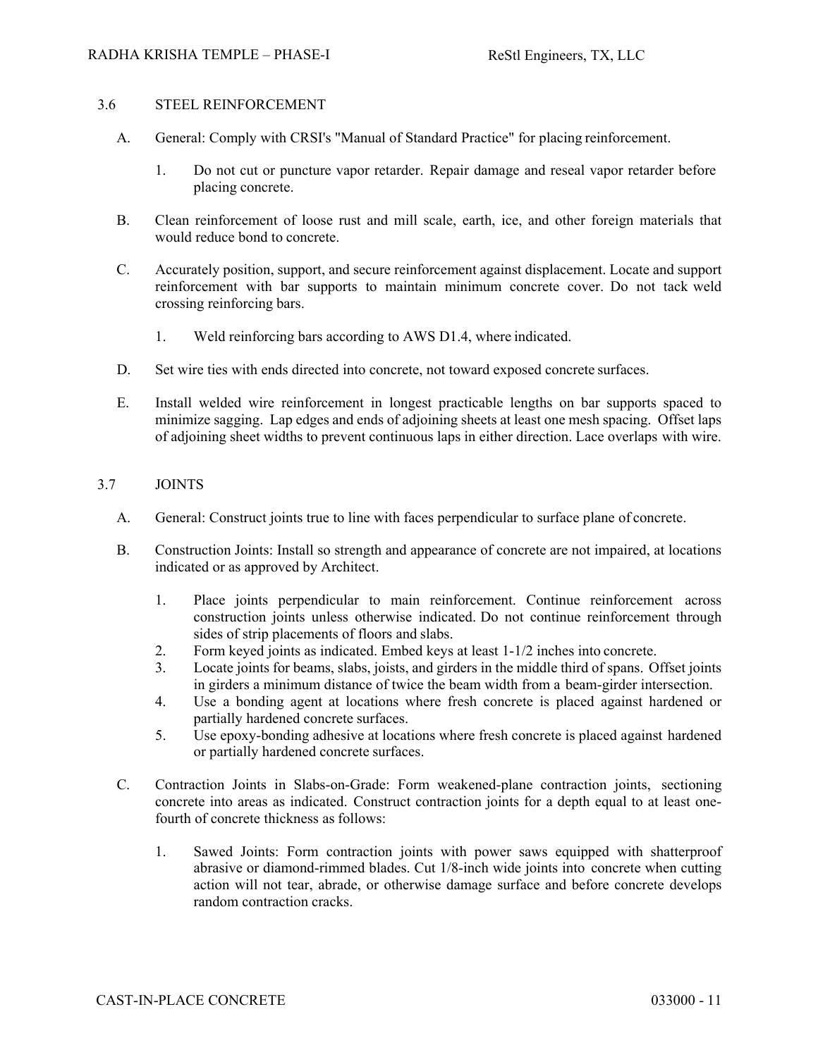## 3.6 STEEL REINFORCEMENT

A. General: Comply with CRSI's "Manual of Standard Practice" for placing reinforcement.

   1. Do not cut or puncture vapor retarder. Repair damage and reseal vapor retarder before placing concrete.

B. Clean reinforcement of loose rust and mill scale, earth, ice, and other foreign materials that would reduce bond to concrete.

C. Accurately position, support, and secure reinforcement against displacement. Locate and support reinforcement with bar supports to maintain minimum concrete cover. Do not tack weld crossing reinforcing bars.

   1. Weld reinforcing bars according to AWS D1.4, where indicated.

D. Set wire ties with ends directed into concrete, not toward exposed concrete surfaces.

E. Install welded wire reinforcement in longest practicable lengths on bar supports spaced to minimize sagging. Lap edges and ends of adjoining sheets at least one mesh spacing. Offset laps of adjoining sheet widths to prevent continuous laps in either direction. Lace overlaps with wire.

## 3.7 JOINTS

A. General: Construct joints true to line with faces perpendicular to surface plane of concrete.

B. Construction Joints: Install so strength and appearance of concrete are not impaired, at locations indicated or as approved by Architect.

   1. Place joints perpendicular to main reinforcement. Continue reinforcement across construction joints unless otherwise indicated. Do not continue reinforcement through sides of strip placements of floors and slabs.
   2. Form keyed joints as indicated. Embed keys at least 1-1/2 inches into concrete.
   3. Locate joints for beams, slabs, joists, and girders in the middle third of spans. Offset joints in girders a minimum distance of twice the beam width from a beam-girder intersection.
   4. Use a bonding agent at locations where fresh concrete is placed against hardened or partially hardened concrete surfaces.
   5. Use epoxy-bonding adhesive at locations where fresh concrete is placed against hardened or partially hardened concrete surfaces.

C. Contraction Joints in Slabs-on-Grade: Form weakened-plane contraction joints, sectioning concrete into areas as indicated. Construct contraction joints for a depth equal to at least one-fourth of concrete thickness as follows:

   1. Sawed Joints: Form contraction joints with power saws equipped with shatterproof abrasive or diamond-rimmed blades. Cut 1/8-inch wide joints into concrete when cutting action will not tear, abrade, or otherwise damage surface and before concrete develops random contraction cracks.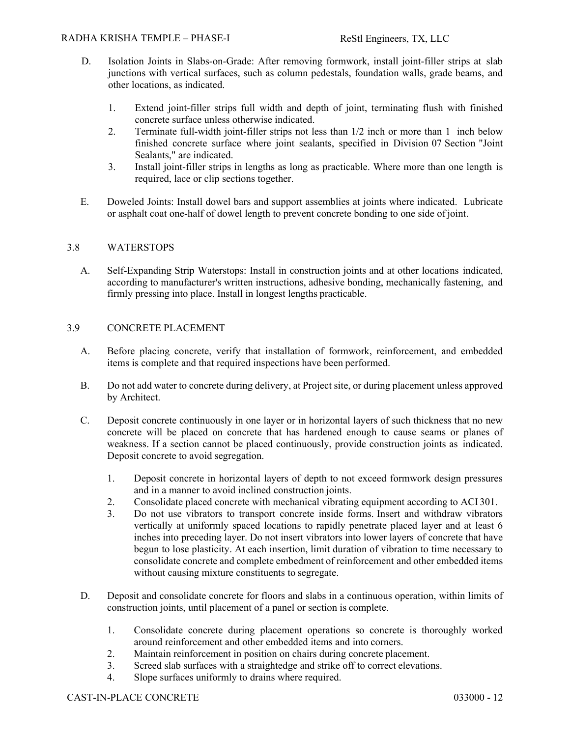D. Isolation Joints in Slabs-on-Grade: After removing formwork, install joint-filler strips at slab junctions with vertical surfaces, such as column pedestals, foundation walls, grade beams, and other locations, as indicated.

1. Extend joint-filler strips full width and depth of joint, terminating flush with finished concrete surface unless otherwise indicated.
2. Terminate full-width joint-filler strips not less than 1/2 inch or more than 1 inch below finished concrete surface where joint sealants, specified in Division 07 Section "Joint Sealants," are indicated.
3. Install joint-filler strips in lengths as long as practicable. Where more than one length is required, lace or clip sections together.

E. Doweled Joints: Install dowel bars and support assemblies at joints where indicated. Lubricate or asphalt coat one-half of dowel length to prevent concrete bonding to one side of joint.

## 3.8 WATERSTOPS

A. Self-Expanding Strip Waterstops: Install in construction joints and at other locations indicated, according to manufacturer's written instructions, adhesive bonding, mechanically fastening, and firmly pressing into place. Install in longest lengths practicable.

## 3.9 CONCRETE PLACEMENT

A. Before placing concrete, verify that installation of formwork, reinforcement, and embedded items is complete and that required inspections have been performed.

B. Do not add water to concrete during delivery, at Project site, or during placement unless approved by Architect.

C. Deposit concrete continuously in one layer or in horizontal layers of such thickness that no new concrete will be placed on concrete that has hardened enough to cause seams or planes of weakness. If a section cannot be placed continuously, provide construction joints as indicated. Deposit concrete to avoid segregation.

1. Deposit concrete in horizontal layers of depth to not exceed formwork design pressures and in a manner to avoid inclined construction joints.
2. Consolidate placed concrete with mechanical vibrating equipment according to ACI 301.
3. Do not use vibrators to transport concrete inside forms. Insert and withdraw vibrators vertically at uniformly spaced locations to rapidly penetrate placed layer and at least 6 inches into preceding layer. Do not insert vibrators into lower layers of concrete that have begun to lose plasticity. At each insertion, limit duration of vibration to time necessary to consolidate concrete and complete embedment of reinforcement and other embedded items without causing mixture constituents to segregate.

D. Deposit and consolidate concrete for floors and slabs in a continuous operation, within limits of construction joints, until placement of a panel or section is complete.

1. Consolidate concrete during placement operations so concrete is thoroughly worked around reinforcement and other embedded items and into corners.
2. Maintain reinforcement in position on chairs during concrete placement.
3. Screed slab surfaces with a straightedge and strike off to correct elevations.
4. Slope surfaces uniformly to drains where required.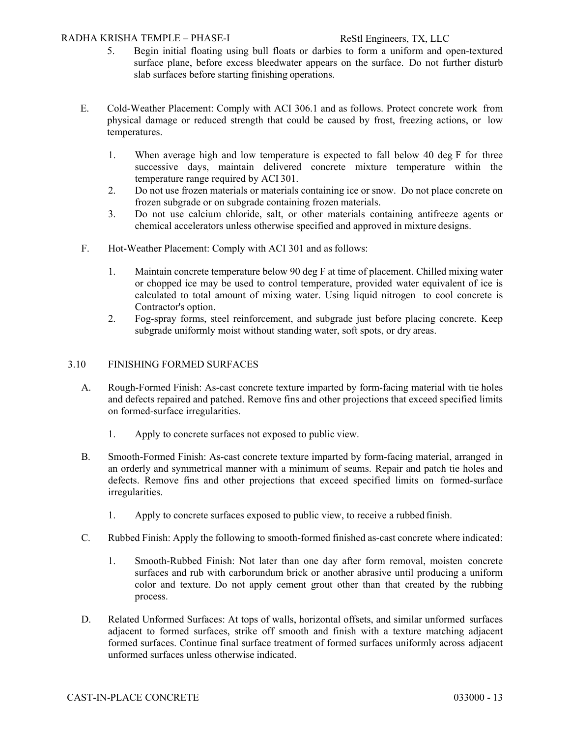5. Begin initial floating using bull floats or darbies to form a uniform and open-textured surface plane, before excess bleedwater appears on the surface. Do not further disturb slab surfaces before starting finishing operations.

E. Cold-Weather Placement: Comply with ACI 306.1 and as follows. Protect concrete work from physical damage or reduced strength that could be caused by frost, freezing actions, or low temperatures.

   1. When average high and low temperature is expected to fall below 40 deg F for three successive days, maintain delivered concrete mixture temperature within the temperature range required by ACI 301.
   2. Do not use frozen materials or materials containing ice or snow. Do not place concrete on frozen subgrade or on subgrade containing frozen materials.
   3. Do not use calcium chloride, salt, or other materials containing antifreeze agents or chemical accelerators unless otherwise specified and approved in mixture designs.

F. Hot-Weather Placement: Comply with ACI 301 and as follows:

   1. Maintain concrete temperature below 90 deg F at time of placement. Chilled mixing water or chopped ice may be used to control temperature, provided water equivalent of ice is calculated to total amount of mixing water. Using liquid nitrogen to cool concrete is Contractor's option.
   2. Fog-spray forms, steel reinforcement, and subgrade just before placing concrete. Keep subgrade uniformly moist without standing water, soft spots, or dry areas.

## 3.10 FINISHING FORMED SURFACES

A. Rough-Formed Finish: As-cast concrete texture imparted by form-facing material with tie holes and defects repaired and patched. Remove fins and other projections that exceed specified limits on formed-surface irregularities.

   1. Apply to concrete surfaces not exposed to public view.

B. Smooth-Formed Finish: As-cast concrete texture imparted by form-facing material, arranged in an orderly and symmetrical manner with a minimum of seams. Repair and patch tie holes and defects. Remove fins and other projections that exceed specified limits on formed-surface irregularities.

   1. Apply to concrete surfaces exposed to public view, to receive a rubbed finish.

C. Rubbed Finish: Apply the following to smooth-formed finished as-cast concrete where indicated:

   1. Smooth-Rubbed Finish: Not later than one day after form removal, moisten concrete surfaces and rub with carborundum brick or another abrasive until producing a uniform color and texture. Do not apply cement grout other than that created by the rubbing process.

D. Related Unformed Surfaces: At tops of walls, horizontal offsets, and similar unformed surfaces adjacent to formed surfaces, strike off smooth and finish with a texture matching adjacent formed surfaces. Continue final surface treatment of formed surfaces uniformly across adjacent unformed surfaces unless otherwise indicated.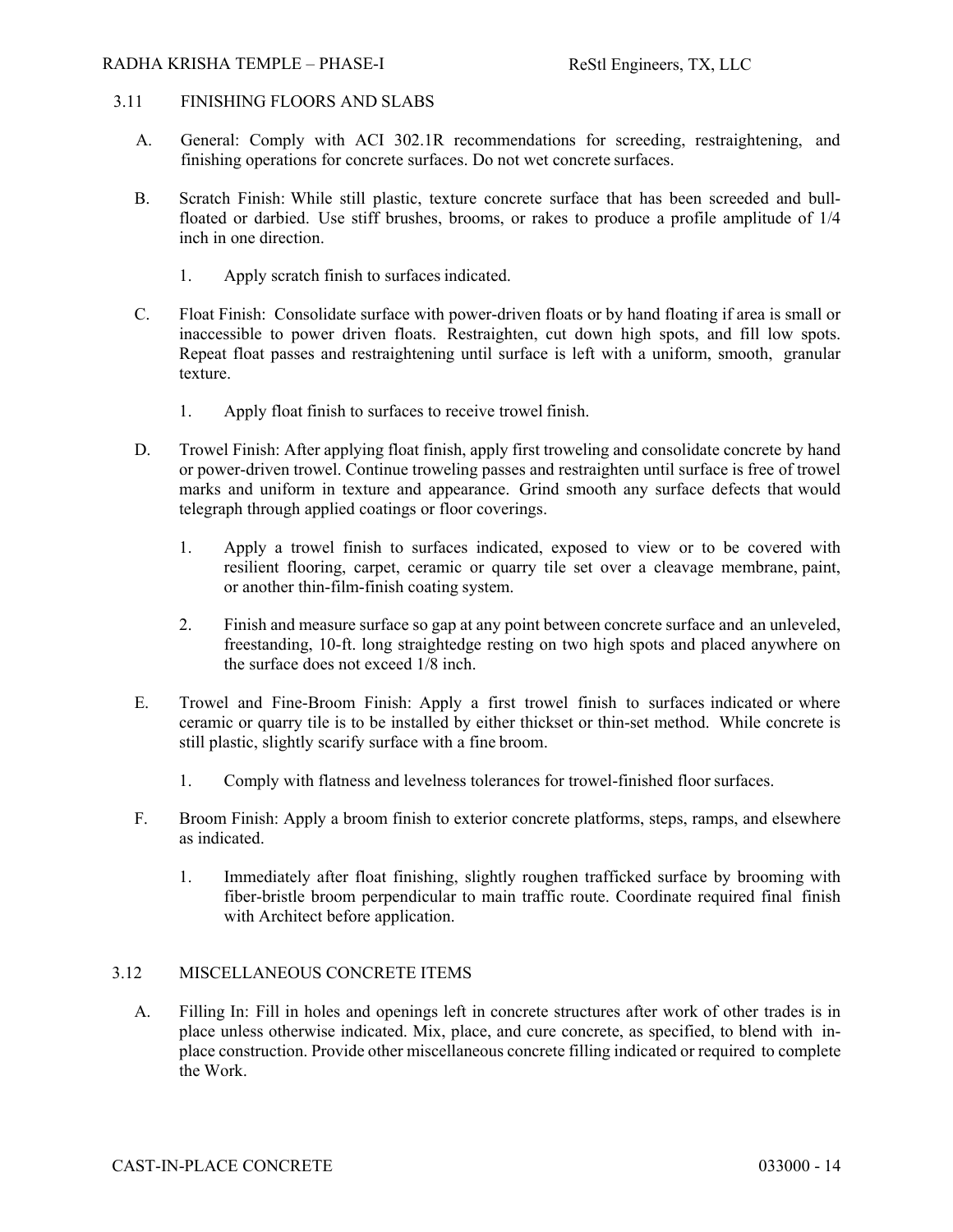## 3.11 FINISHING FLOORS AND SLABS

A. General: Comply with ACI 302.1R recommendations for screeding, restraightening, and finishing operations for concrete surfaces. Do not wet concrete surfaces.

B. Scratch Finish: While still plastic, texture concrete surface that has been screeded and bull-floated or darbied. Use stiff brushes, brooms, or rakes to produce a profile amplitude of 1/4 inch in one direction.

   1. Apply scratch finish to surfaces indicated.

C. Float Finish: Consolidate surface with power-driven floats or by hand floating if area is small or inaccessible to power driven floats. Restraighten, cut down high spots, and fill low spots. Repeat float passes and restraightening until surface is left with a uniform, smooth, granular texture.

   1. Apply float finish to surfaces to receive trowel finish.

D. Trowel Finish: After applying float finish, apply first troweling and consolidate concrete by hand or power-driven trowel. Continue troweling passes and restraighten until surface is free of trowel marks and uniform in texture and appearance. Grind smooth any surface defects that would telegraph through applied coatings or floor coverings.

   1. Apply a trowel finish to surfaces indicated, exposed to view or to be covered with resilient flooring, carpet, ceramic or quarry tile set over a cleavage membrane, paint, or another thin-film-finish coating system.

   2. Finish and measure surface so gap at any point between concrete surface and an unleveled, freestanding, 10-ft. long straightedge resting on two high spots and placed anywhere on the surface does not exceed 1/8 inch.

E. Trowel and Fine-Broom Finish: Apply a first trowel finish to surfaces indicated or where ceramic or quarry tile is to be installed by either thickset or thin-set method. While concrete is still plastic, slightly scarify surface with a fine broom.

   1. Comply with flatness and levelness tolerances for trowel-finished floor surfaces.

F. Broom Finish: Apply a broom finish to exterior concrete platforms, steps, ramps, and elsewhere as indicated.

   1. Immediately after float finishing, slightly roughen trafficked surface by brooming with fiber-bristle broom perpendicular to main traffic route. Coordinate required final finish with Architect before application.

## 3.12 MISCELLANEOUS CONCRETE ITEMS

A. Filling In: Fill in holes and openings left in concrete structures after work of other trades is in place unless otherwise indicated. Mix, place, and cure concrete, as specified, to blend with in-place construction. Provide other miscellaneous concrete filling indicated or required to complete the Work.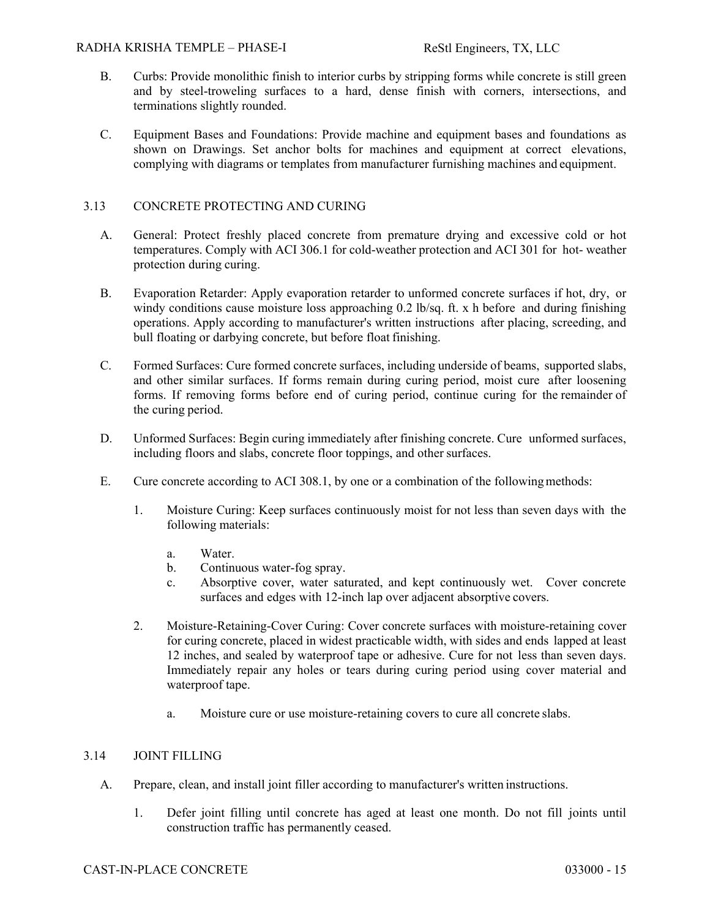B. Curbs: Provide monolithic finish to interior curbs by stripping forms while concrete is still green and by steel-troweling surfaces to a hard, dense finish with corners, intersections, and terminations slightly rounded.

C. Equipment Bases and Foundations: Provide machine and equipment bases and foundations as shown on Drawings. Set anchor bolts for machines and equipment at correct elevations, complying with diagrams or templates from manufacturer furnishing machines and equipment.

## 3.13 CONCRETE PROTECTING AND CURING

A. General: Protect freshly placed concrete from premature drying and excessive cold or hot temperatures. Comply with ACI 306.1 for cold-weather protection and ACI 301 for hot- weather protection during curing.

B. Evaporation Retarder: Apply evaporation retarder to unformed concrete surfaces if hot, dry, or windy conditions cause moisture loss approaching 0.2 lb/sq. ft. x h before and during finishing operations. Apply according to manufacturer's written instructions after placing, screeding, and bull floating or darbying concrete, but before float finishing.

C. Formed Surfaces: Cure formed concrete surfaces, including underside of beams, supported slabs, and other similar surfaces. If forms remain during curing period, moist cure after loosening forms. If removing forms before end of curing period, continue curing for the remainder of the curing period.

D. Unformed Surfaces: Begin curing immediately after finishing concrete. Cure unformed surfaces, including floors and slabs, concrete floor toppings, and other surfaces.

E. Cure concrete according to ACI 308.1, by one or a combination of the following methods:

1. Moisture Curing: Keep surfaces continuously moist for not less than seven days with the following materials:

   a. Water.
   
   b. Continuous water-fog spray.
   
   c. Absorptive cover, water saturated, and kept continuously wet. Cover concrete surfaces and edges with 12-inch lap over adjacent absorptive covers.

2. Moisture-Retaining-Cover Curing: Cover concrete surfaces with moisture-retaining cover for curing concrete, placed in widest practicable width, with sides and ends lapped at least 12 inches, and sealed by waterproof tape or adhesive. Cure for not less than seven days. Immediately repair any holes or tears during curing period using cover material and waterproof tape.

   a. Moisture cure or use moisture-retaining covers to cure all concrete slabs.

## 3.14 JOINT FILLING

A. Prepare, clean, and install joint filler according to manufacturer's written instructions.

1. Defer joint filling until concrete has aged at least one month. Do not fill joints until construction traffic has permanently ceased.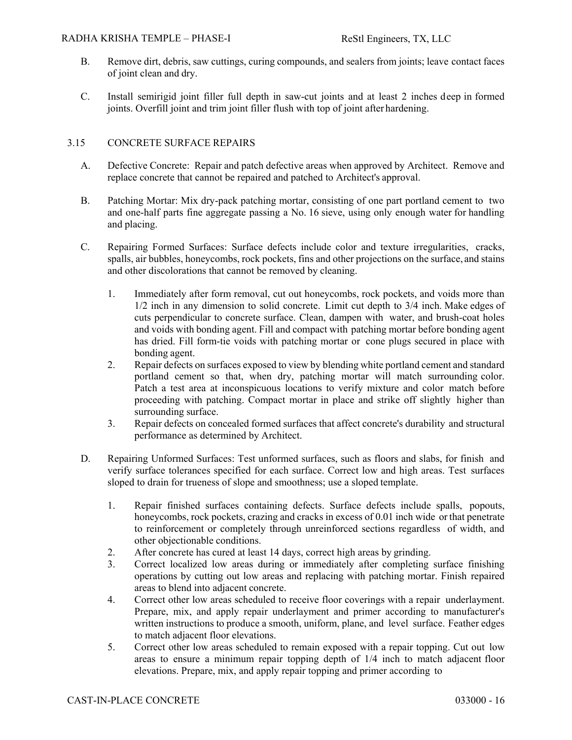B. Remove dirt, debris, saw cuttings, curing compounds, and sealers from joints; leave contact faces of joint clean and dry.

C. Install semirigid joint filler full depth in saw-cut joints and at least 2 inches deep in formed joints. Overfill joint and trim joint filler flush with top of joint after hardening.

## 3.15 CONCRETE SURFACE REPAIRS

A. Defective Concrete: Repair and patch defective areas when approved by Architect. Remove and replace concrete that cannot be repaired and patched to Architect's approval.

B. Patching Mortar: Mix dry-pack patching mortar, consisting of one part portland cement to two and one-half parts fine aggregate passing a No. 16 sieve, using only enough water for handling and placing.

C. Repairing Formed Surfaces: Surface defects include color and texture irregularities, cracks, spalls, air bubbles, honeycombs, rock pockets, fins and other projections on the surface, and stains and other discolorations that cannot be removed by cleaning.

1. Immediately after form removal, cut out honeycombs, rock pockets, and voids more than 1/2 inch in any dimension to solid concrete. Limit cut depth to 3/4 inch. Make edges of cuts perpendicular to concrete surface. Clean, dampen with water, and brush-coat holes and voids with bonding agent. Fill and compact with patching mortar before bonding agent has dried. Fill form-tie voids with patching mortar or cone plugs secured in place with bonding agent.
2. Repair defects on surfaces exposed to view by blending white portland cement and standard portland cement so that, when dry, patching mortar will match surrounding color. Patch a test area at inconspicuous locations to verify mixture and color match before proceeding with patching. Compact mortar in place and strike off slightly higher than surrounding surface.
3. Repair defects on concealed formed surfaces that affect concrete's durability and structural performance as determined by Architect.

D. Repairing Unformed Surfaces: Test unformed surfaces, such as floors and slabs, for finish and verify surface tolerances specified for each surface. Correct low and high areas. Test surfaces sloped to drain for trueness of slope and smoothness; use a sloped template.

1. Repair finished surfaces containing defects. Surface defects include spalls, popouts, honeycombs, rock pockets, crazing and cracks in excess of 0.01 inch wide or that penetrate to reinforcement or completely through unreinforced sections regardless of width, and other objectionable conditions.
2. After concrete has cured at least 14 days, correct high areas by grinding.
3. Correct localized low areas during or immediately after completing surface finishing operations by cutting out low areas and replacing with patching mortar. Finish repaired areas to blend into adjacent concrete.
4. Correct other low areas scheduled to receive floor coverings with a repair underlayment. Prepare, mix, and apply repair underlayment and primer according to manufacturer's written instructions to produce a smooth, uniform, plane, and level surface. Feather edges to match adjacent floor elevations.
5. Correct other low areas scheduled to remain exposed with a repair topping. Cut out low areas to ensure a minimum repair topping depth of 1/4 inch to match adjacent floor elevations. Prepare, mix, and apply repair topping and primer according to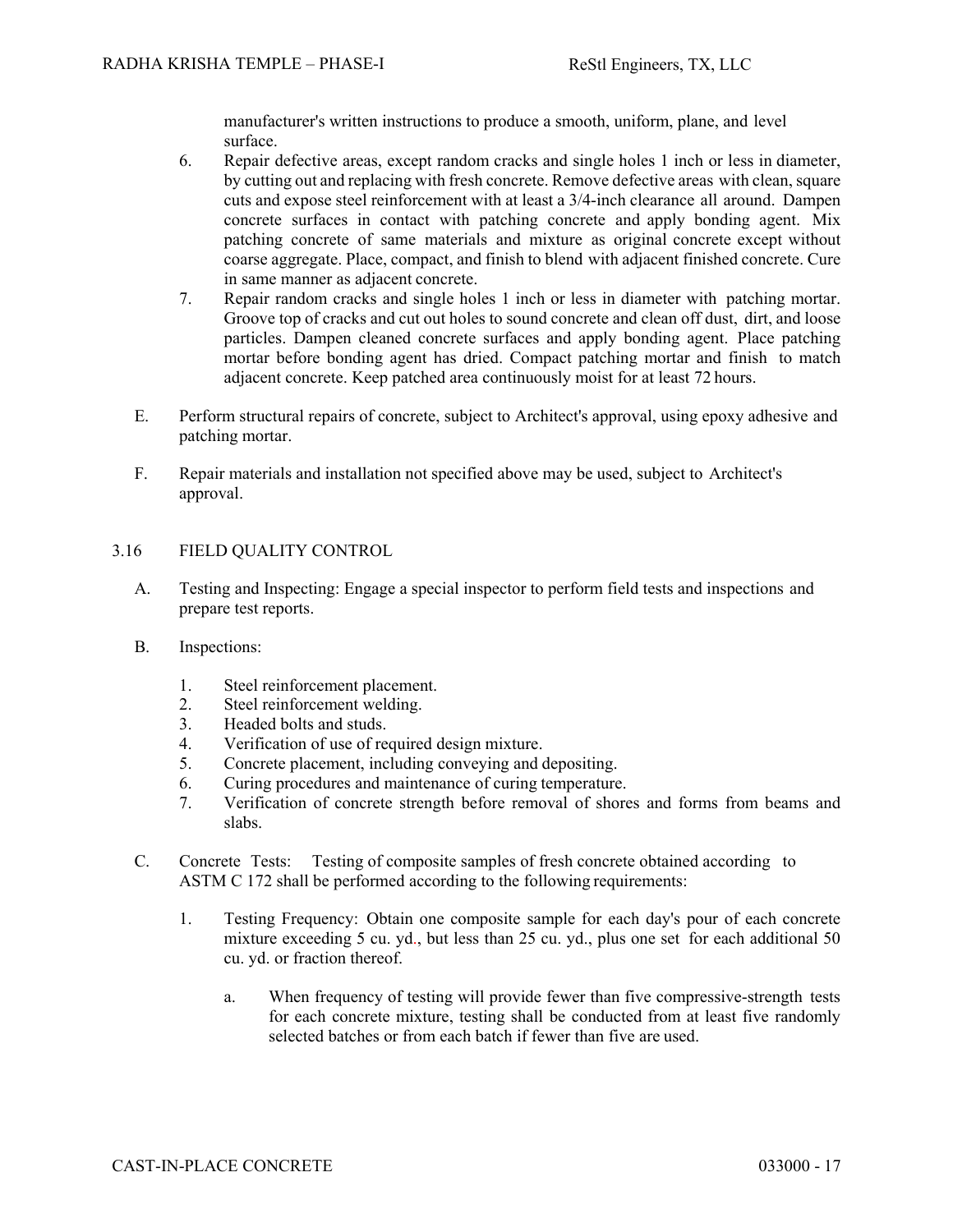manufacturer's written instructions to produce a smooth, uniform, plane, and level surface.

6. Repair defective areas, except random cracks and single holes 1 inch or less in diameter, by cutting out and replacing with fresh concrete. Remove defective areas with clean, square cuts and expose steel reinforcement with at least a 3/4-inch clearance all around. Dampen concrete surfaces in contact with patching concrete and apply bonding agent. Mix patching concrete of same materials and mixture as original concrete except without coarse aggregate. Place, compact, and finish to blend with adjacent finished concrete. Cure in same manner as adjacent concrete.
7. Repair random cracks and single holes 1 inch or less in diameter with patching mortar. Groove top of cracks and cut out holes to sound concrete and clean off dust, dirt, and loose particles. Dampen cleaned concrete surfaces and apply bonding agent. Place patching mortar before bonding agent has dried. Compact patching mortar and finish to match adjacent concrete. Keep patched area continuously moist for at least 72 hours.

E. Perform structural repairs of concrete, subject to Architect's approval, using epoxy adhesive and patching mortar.

F. Repair materials and installation not specified above may be used, subject to Architect's approval.

## 3.16 FIELD QUALITY CONTROL

A. Testing and Inspecting: Engage a special inspector to perform field tests and inspections and prepare test reports.

B. Inspections:

1. Steel reinforcement placement.
2. Steel reinforcement welding.
3. Headed bolts and studs.
4. Verification of use of required design mixture.
5. Concrete placement, including conveying and depositing.
6. Curing procedures and maintenance of curing temperature.
7. Verification of concrete strength before removal of shores and forms from beams and slabs.

C. Concrete Tests: Testing of composite samples of fresh concrete obtained according to ASTM C 172 shall be performed according to the following requirements:

1. Testing Frequency: Obtain one composite sample for each day's pour of each concrete mixture exceeding 5 cu. yd., but less than 25 cu. yd., plus one set for each additional 50 cu. yd. or fraction thereof.

   a. When frequency of testing will provide fewer than five compressive-strength tests for each concrete mixture, testing shall be conducted from at least five randomly selected batches or from each batch if fewer than five are used.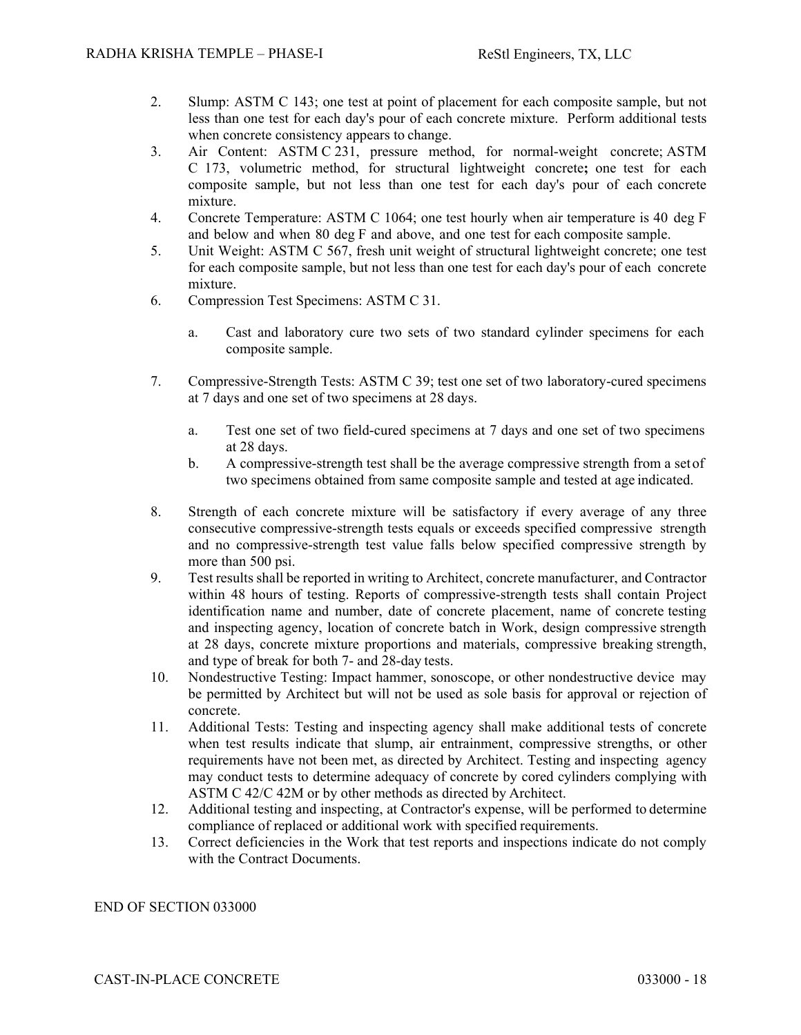2. Slump: ASTM C 143; one test at point of placement for each composite sample, but not less than one test for each day's pour of each concrete mixture. Perform additional tests when concrete consistency appears to change.
3. Air Content: ASTM C 231, pressure method, for normal-weight concrete; ASTM C 173, volumetric method, for structural lightweight concrete**;** one test for each composite sample, but not less than one test for each day's pour of each concrete mixture.
4. Concrete Temperature: ASTM C 1064; one test hourly when air temperature is 40 deg F and below and when 80 deg F and above, and one test for each composite sample.
5. Unit Weight: ASTM C 567, fresh unit weight of structural lightweight concrete; one test for each composite sample, but not less than one test for each day's pour of each concrete mixture.
6. Compression Test Specimens: ASTM C 31.

   a. Cast and laboratory cure two sets of two standard cylinder specimens for each composite sample.

7. Compressive-Strength Tests: ASTM C 39; test one set of two laboratory-cured specimens at 7 days and one set of two specimens at 28 days.

   a. Test one set of two field-cured specimens at 7 days and one set of two specimens at 28 days.
   b. A compressive-strength test shall be the average compressive strength from a set of two specimens obtained from same composite sample and tested at age indicated.

8. Strength of each concrete mixture will be satisfactory if every average of any three consecutive compressive-strength tests equals or exceeds specified compressive strength and no compressive-strength test value falls below specified compressive strength by more than 500 psi.
9. Test results shall be reported in writing to Architect, concrete manufacturer, and Contractor within 48 hours of testing. Reports of compressive-strength tests shall contain Project identification name and number, date of concrete placement, name of concrete testing and inspecting agency, location of concrete batch in Work, design compressive strength at 28 days, concrete mixture proportions and materials, compressive breaking strength, and type of break for both 7- and 28-day tests.
10. Nondestructive Testing: Impact hammer, sonoscope, or other nondestructive device may be permitted by Architect but will not be used as sole basis for approval or rejection of concrete.
11. Additional Tests: Testing and inspecting agency shall make additional tests of concrete when test results indicate that slump, air entrainment, compressive strengths, or other requirements have not been met, as directed by Architect. Testing and inspecting agency may conduct tests to determine adequacy of concrete by cored cylinders complying with ASTM C 42/C 42M or by other methods as directed by Architect.
12. Additional testing and inspecting, at Contractor's expense, will be performed to determine compliance of replaced or additional work with specified requirements.
13. Correct deficiencies in the Work that test reports and inspections indicate do not comply with the Contract Documents.

END OF SECTION 033000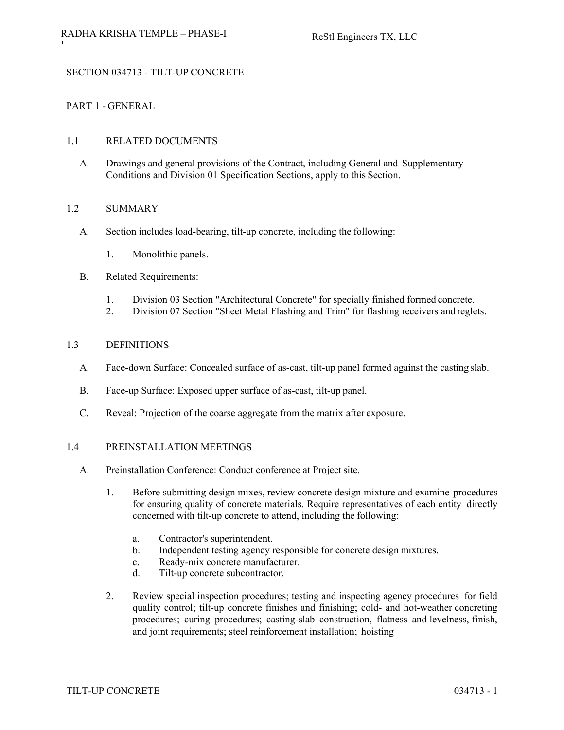# SECTION 034713 - TILT-UP CONCRETE

## PART 1 - GENERAL

### 1.1 RELATED DOCUMENTS

A. Drawings and general provisions of the Contract, including General and Supplementary Conditions and Division 01 Specification Sections, apply to this Section.

### 1.2 SUMMARY

A. Section includes load-bearing, tilt-up concrete, including the following:

1. Monolithic panels.

B. Related Requirements:

1. Division 03 Section "Architectural Concrete" for specially finished formed concrete.
2. Division 07 Section "Sheet Metal Flashing and Trim" for flashing receivers and reglets.

### 1.3 DEFINITIONS

A. Face-down Surface: Concealed surface of as-cast, tilt-up panel formed against the casting slab.

B. Face-up Surface: Exposed upper surface of as-cast, tilt-up panel.

C. Reveal: Projection of the coarse aggregate from the matrix after exposure.

### 1.4 PREINSTALLATION MEETINGS

A. Preinstallation Conference: Conduct conference at Project site.

1. Before submitting design mixes, review concrete design mixture and examine procedures for ensuring quality of concrete materials. Require representatives of each entity directly concerned with tilt-up concrete to attend, including the following:

   a. Contractor's superintendent.
   b. Independent testing agency responsible for concrete design mixtures.
   c. Ready-mix concrete manufacturer.
   d. Tilt-up concrete subcontractor.

2. Review special inspection procedures; testing and inspecting agency procedures for field quality control; tilt-up concrete finishes and finishing; cold- and hot-weather concreting procedures; curing procedures; casting-slab construction, flatness and levelness, finish, and joint requirements; steel reinforcement installation; hoisting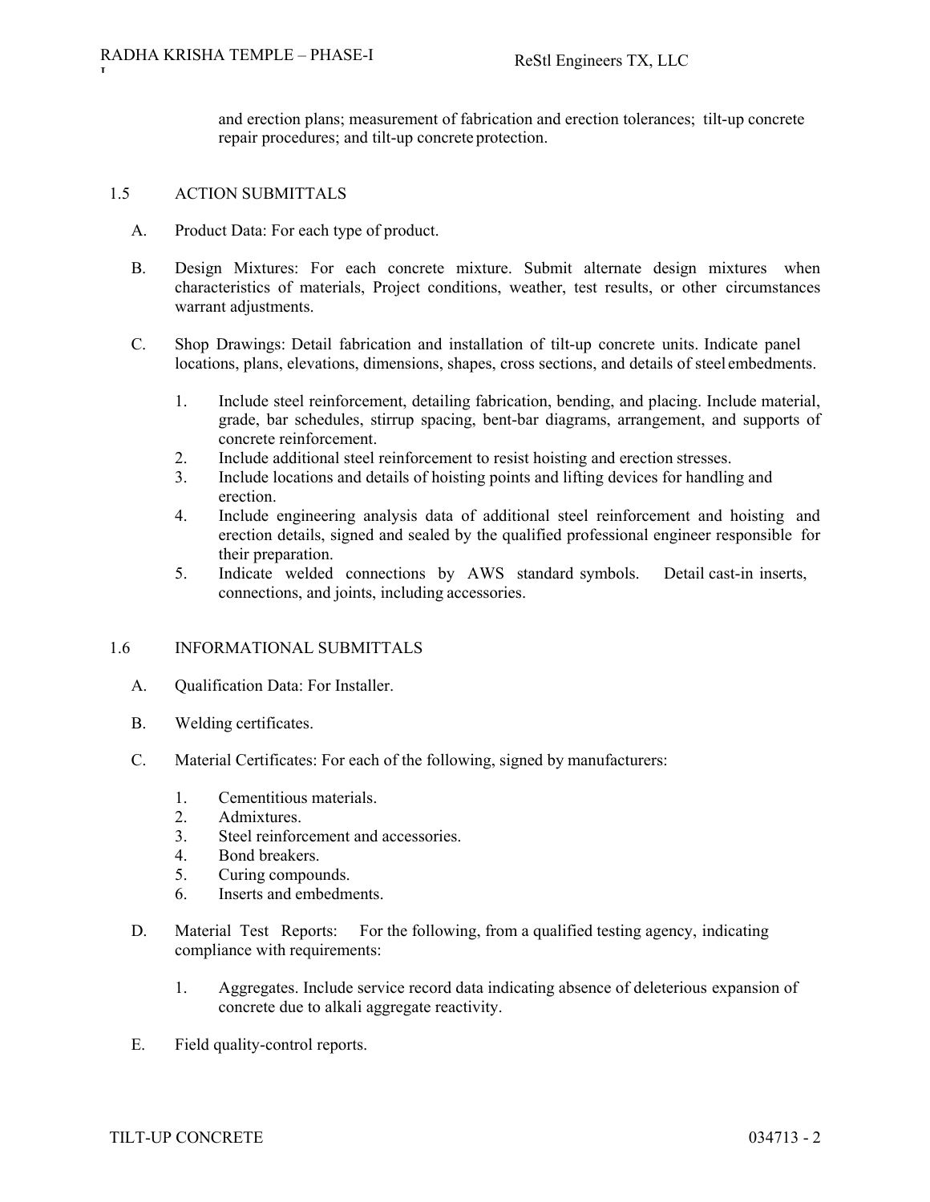and erection plans; measurement of fabrication and erection tolerances; tilt-up concrete repair procedures; and tilt-up concrete protection.

## 1.5 ACTION SUBMITTALS

A. Product Data: For each type of product.

B. Design Mixtures: For each concrete mixture. Submit alternate design mixtures when characteristics of materials, Project conditions, weather, test results, or other circumstances warrant adjustments.

C. Shop Drawings: Detail fabrication and installation of tilt-up concrete units. Indicate panel locations, plans, elevations, dimensions, shapes, cross sections, and details of steel embedments.

1. Include steel reinforcement, detailing fabrication, bending, and placing. Include material, grade, bar schedules, stirrup spacing, bent-bar diagrams, arrangement, and supports of concrete reinforcement.
2. Include additional steel reinforcement to resist hoisting and erection stresses.
3. Include locations and details of hoisting points and lifting devices for handling and erection.
4. Include engineering analysis data of additional steel reinforcement and hoisting and erection details, signed and sealed by the qualified professional engineer responsible for their preparation.
5. Indicate welded connections by AWS standard symbols. Detail cast-in inserts, connections, and joints, including accessories.

## 1.6 INFORMATIONAL SUBMITTALS

A. Qualification Data: For Installer.

B. Welding certificates.

C. Material Certificates: For each of the following, signed by manufacturers:

1. Cementitious materials.
2. Admixtures.
3. Steel reinforcement and accessories.
4. Bond breakers.
5. Curing compounds.
6. Inserts and embedments.

D. Material Test Reports: For the following, from a qualified testing agency, indicating compliance with requirements:

1. Aggregates. Include service record data indicating absence of deleterious expansion of concrete due to alkali aggregate reactivity.

E. Field quality-control reports.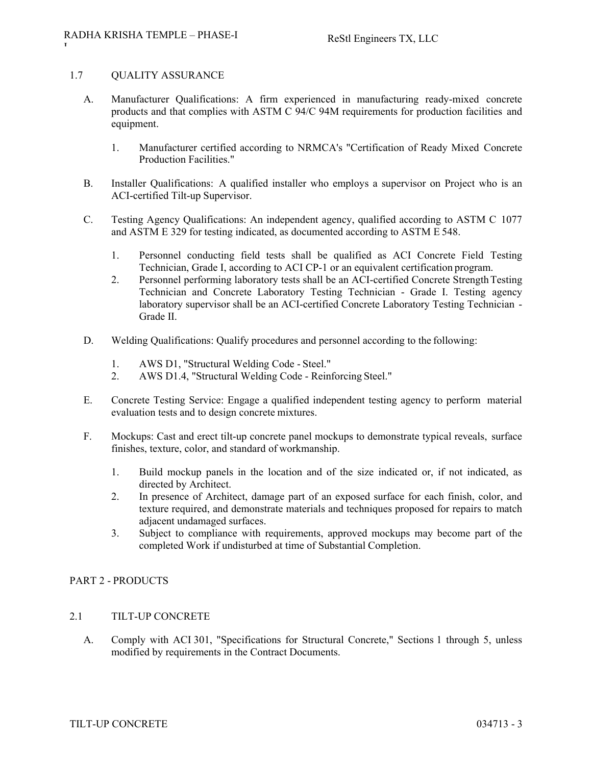## 1.7 QUALITY ASSURANCE

A. Manufacturer Qualifications: A firm experienced in manufacturing ready-mixed concrete products and that complies with ASTM C 94/C 94M requirements for production facilities and equipment.

   1. Manufacturer certified according to NRMCA's "Certification of Ready Mixed Concrete Production Facilities."

B. Installer Qualifications: A qualified installer who employs a supervisor on Project who is an ACI-certified Tilt-up Supervisor.

C. Testing Agency Qualifications: An independent agency, qualified according to ASTM C 1077 and ASTM E 329 for testing indicated, as documented according to ASTM E 548.

   1. Personnel conducting field tests shall be qualified as ACI Concrete Field Testing Technician, Grade I, according to ACI CP-1 or an equivalent certification program.
   2. Personnel performing laboratory tests shall be an ACI-certified Concrete Strength Testing Technician and Concrete Laboratory Testing Technician - Grade I. Testing agency laboratory supervisor shall be an ACI-certified Concrete Laboratory Testing Technician - Grade II.

D. Welding Qualifications: Qualify procedures and personnel according to the following:

   1. AWS D1, "Structural Welding Code - Steel."
   2. AWS D1.4, "Structural Welding Code - Reinforcing Steel."

E. Concrete Testing Service: Engage a qualified independent testing agency to perform material evaluation tests and to design concrete mixtures.

F. Mockups: Cast and erect tilt-up concrete panel mockups to demonstrate typical reveals, surface finishes, texture, color, and standard of workmanship.

   1. Build mockup panels in the location and of the size indicated or, if not indicated, as directed by Architect.
   2. In presence of Architect, damage part of an exposed surface for each finish, color, and texture required, and demonstrate materials and techniques proposed for repairs to match adjacent undamaged surfaces.
   3. Subject to compliance with requirements, approved mockups may become part of the completed Work if undisturbed at time of Substantial Completion.

# PART 2 - PRODUCTS

## 2.1 TILT-UP CONCRETE

A. Comply with ACI 301, "Specifications for Structural Concrete," Sections 1 through 5, unless modified by requirements in the Contract Documents.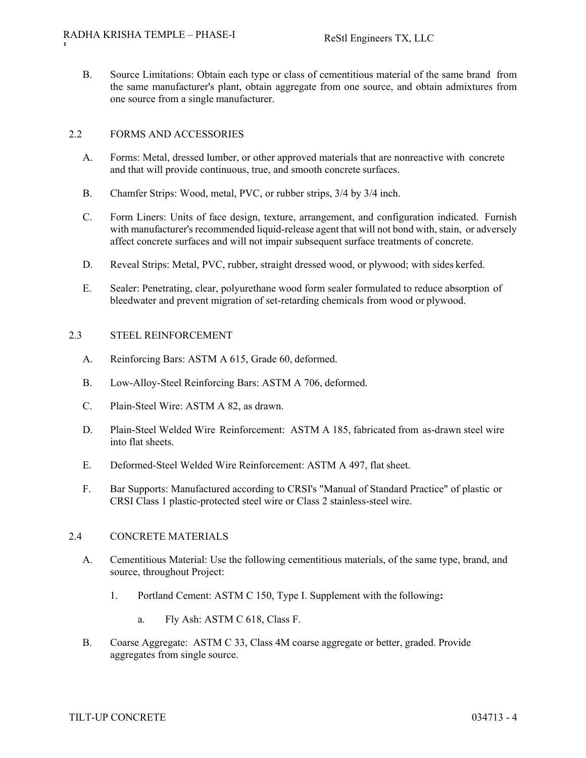B. Source Limitations: Obtain each type or class of cementitious material of the same brand from the same manufacturer's plant, obtain aggregate from one source, and obtain admixtures from one source from a single manufacturer.

## 2.2 FORMS AND ACCESSORIES

A. Forms: Metal, dressed lumber, or other approved materials that are nonreactive with concrete and that will provide continuous, true, and smooth concrete surfaces.

B. Chamfer Strips: Wood, metal, PVC, or rubber strips, 3/4 by 3/4 inch.

C. Form Liners: Units of face design, texture, arrangement, and configuration indicated. Furnish with manufacturer's recommended liquid-release agent that will not bond with, stain, or adversely affect concrete surfaces and will not impair subsequent surface treatments of concrete.

D. Reveal Strips: Metal, PVC, rubber, straight dressed wood, or plywood; with sides kerfed.

E. Sealer: Penetrating, clear, polyurethane wood form sealer formulated to reduce absorption of bleedwater and prevent migration of set-retarding chemicals from wood or plywood.

## 2.3 STEEL REINFORCEMENT

A. Reinforcing Bars: ASTM A 615, Grade 60, deformed.

B. Low-Alloy-Steel Reinforcing Bars: ASTM A 706, deformed.

C. Plain-Steel Wire: ASTM A 82, as drawn.

D. Plain-Steel Welded Wire Reinforcement: ASTM A 185, fabricated from as-drawn steel wire into flat sheets.

E. Deformed-Steel Welded Wire Reinforcement: ASTM A 497, flat sheet.

F. Bar Supports: Manufactured according to CRSI's "Manual of Standard Practice" of plastic or CRSI Class 1 plastic-protected steel wire or Class 2 stainless-steel wire.

## 2.4 CONCRETE MATERIALS

A. Cementitious Material: Use the following cementitious materials, of the same type, brand, and source, throughout Project:

1. Portland Cement: ASTM C 150, Type I. Supplement with the following**:**

   a. Fly Ash: ASTM C 618, Class F.

B. Coarse Aggregate: ASTM C 33, Class 4M coarse aggregate or better, graded. Provide aggregates from single source.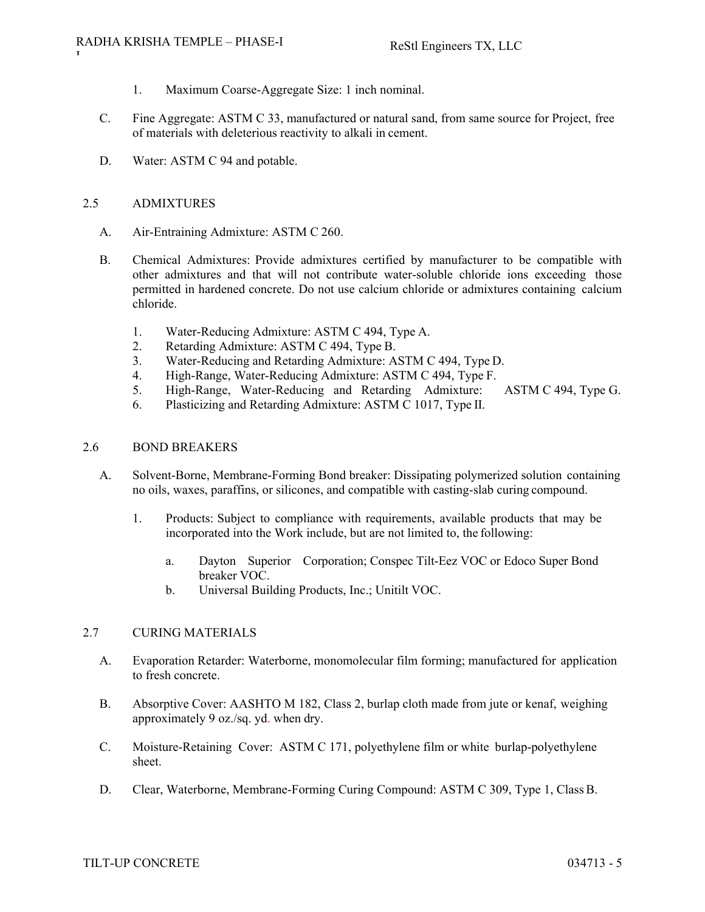1. Maximum Coarse-Aggregate Size: 1 inch nominal.

C. Fine Aggregate: ASTM C 33, manufactured or natural sand, from same source for Project, free of materials with deleterious reactivity to alkali in cement.

D. Water: ASTM C 94 and potable.

## 2.5 ADMIXTURES

A. Air-Entraining Admixture: ASTM C 260.

B. Chemical Admixtures: Provide admixtures certified by manufacturer to be compatible with other admixtures and that will not contribute water-soluble chloride ions exceeding those permitted in hardened concrete. Do not use calcium chloride or admixtures containing calcium chloride.

1. Water-Reducing Admixture: ASTM C 494, Type A.
2. Retarding Admixture: ASTM C 494, Type B.
3. Water-Reducing and Retarding Admixture: ASTM C 494, Type D.
4. High-Range, Water-Reducing Admixture: ASTM C 494, Type F.
5. High-Range, Water-Reducing and Retarding Admixture: ASTM C 494, Type G.
6. Plasticizing and Retarding Admixture: ASTM C 1017, Type II.

## 2.6 BOND BREAKERS

A. Solvent-Borne, Membrane-Forming Bond breaker: Dissipating polymerized solution containing no oils, waxes, paraffins, or silicones, and compatible with casting-slab curing compound.

1. Products: Subject to compliance with requirements, available products that may be incorporated into the Work include, but are not limited to, the following:

   a. Dayton Superior Corporation; Conspec Tilt-Eez VOC or Edoco Super Bond breaker VOC.
   b. Universal Building Products, Inc.; Unitilt VOC.

## 2.7 CURING MATERIALS

A. Evaporation Retarder: Waterborne, monomolecular film forming; manufactured for application to fresh concrete.

B. Absorptive Cover: AASHTO M 182, Class 2, burlap cloth made from jute or kenaf, weighing approximately 9 oz./sq. yd. when dry.

C. Moisture-Retaining Cover: ASTM C 171, polyethylene film or white burlap-polyethylene sheet.

D. Clear, Waterborne, Membrane-Forming Curing Compound: ASTM C 309, Type 1, Class B.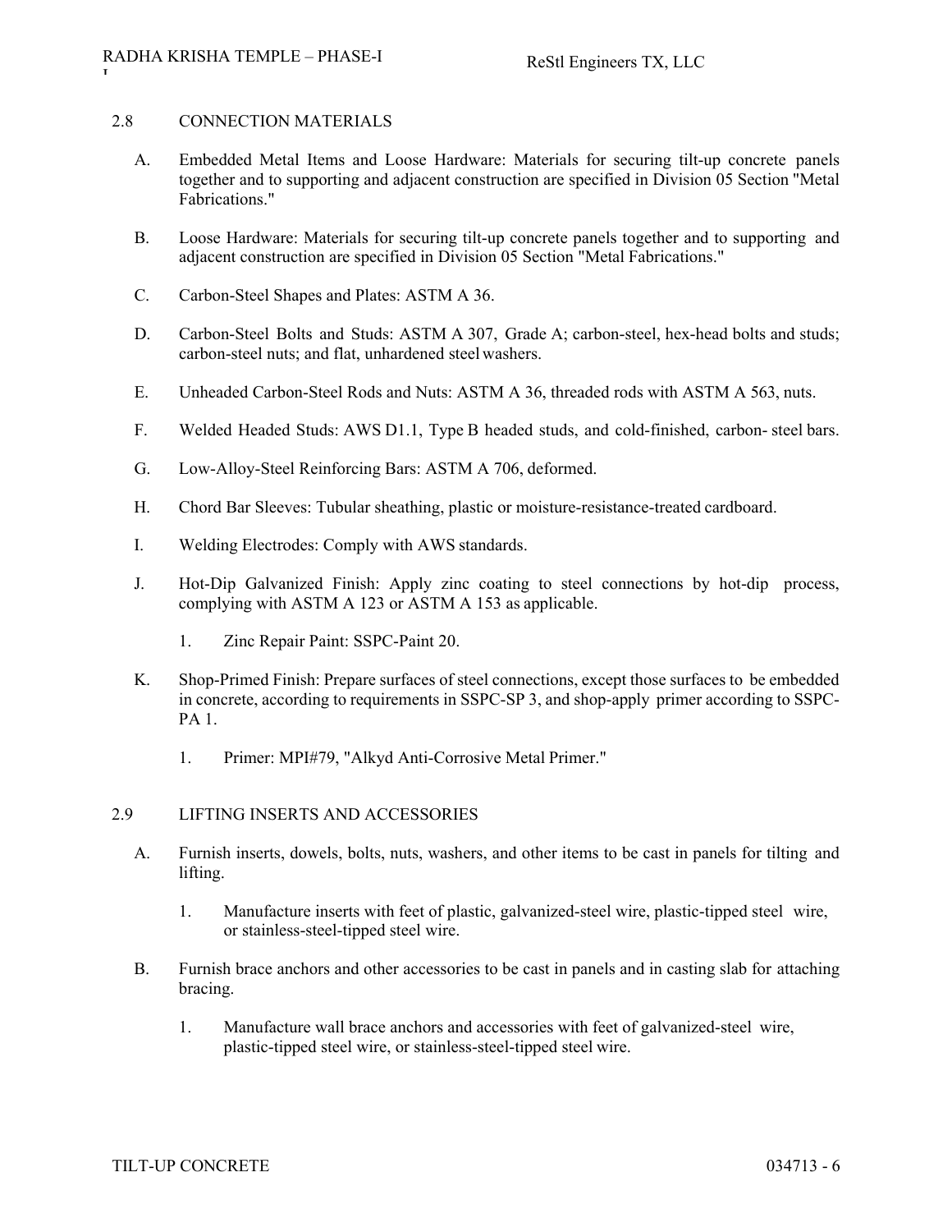## 2.8 CONNECTION MATERIALS

A. Embedded Metal Items and Loose Hardware: Materials for securing tilt-up concrete panels together and to supporting and adjacent construction are specified in Division 05 Section "Metal Fabrications."

B. Loose Hardware: Materials for securing tilt-up concrete panels together and to supporting and adjacent construction are specified in Division 05 Section "Metal Fabrications."

C. Carbon-Steel Shapes and Plates: ASTM A 36.

D. Carbon-Steel Bolts and Studs: ASTM A 307, Grade A; carbon-steel, hex-head bolts and studs; carbon-steel nuts; and flat, unhardened steel washers.

E. Unheaded Carbon-Steel Rods and Nuts: ASTM A 36, threaded rods with ASTM A 563, nuts.

F. Welded Headed Studs: AWS D1.1, Type B headed studs, and cold-finished, carbon- steel bars.

G. Low-Alloy-Steel Reinforcing Bars: ASTM A 706, deformed.

H. Chord Bar Sleeves: Tubular sheathing, plastic or moisture-resistance-treated cardboard.

I. Welding Electrodes: Comply with AWS standards.

J. Hot-Dip Galvanized Finish: Apply zinc coating to steel connections by hot-dip process, complying with ASTM A 123 or ASTM A 153 as applicable.

   1. Zinc Repair Paint: SSPC-Paint 20.

K. Shop-Primed Finish: Prepare surfaces of steel connections, except those surfaces to be embedded in concrete, according to requirements in SSPC-SP 3, and shop-apply primer according to SSPC-PA 1.

   1. Primer: MPI#79, "Alkyd Anti-Corrosive Metal Primer."

## 2.9 LIFTING INSERTS AND ACCESSORIES

A. Furnish inserts, dowels, bolts, nuts, washers, and other items to be cast in panels for tilting and lifting.

   1. Manufacture inserts with feet of plastic, galvanized-steel wire, plastic-tipped steel wire, or stainless-steel-tipped steel wire.

B. Furnish brace anchors and other accessories to be cast in panels and in casting slab for attaching bracing.

   1. Manufacture wall brace anchors and accessories with feet of galvanized-steel wire, plastic-tipped steel wire, or stainless-steel-tipped steel wire.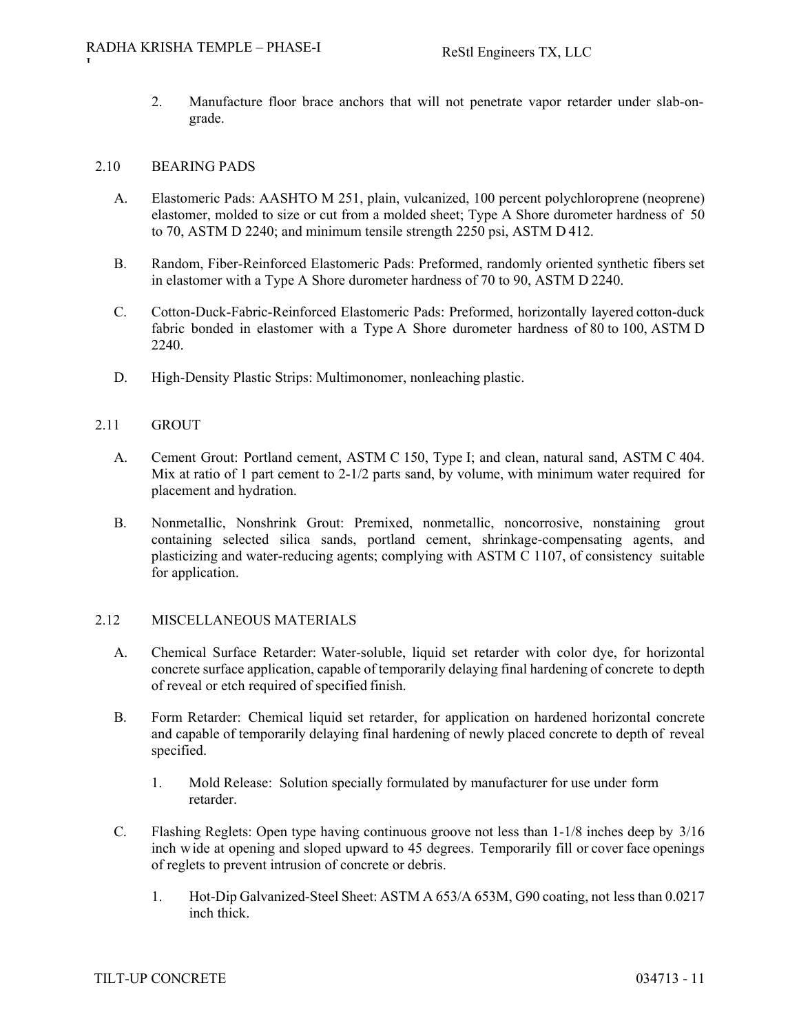2. Manufacture floor brace anchors that will not penetrate vapor retarder under slab-on-grade.

## 2.10 BEARING PADS

A. Elastomeric Pads: AASHTO M 251, plain, vulcanized, 100 percent polychloroprene (neoprene) elastomer, molded to size or cut from a molded sheet; Type A Shore durometer hardness of 50 to 70, ASTM D 2240; and minimum tensile strength 2250 psi, ASTM D 412.

B. Random, Fiber-Reinforced Elastomeric Pads: Preformed, randomly oriented synthetic fibers set in elastomer with a Type A Shore durometer hardness of 70 to 90, ASTM D 2240.

C. Cotton-Duck-Fabric-Reinforced Elastomeric Pads: Preformed, horizontally layered cotton-duck fabric bonded in elastomer with a Type A Shore durometer hardness of 80 to 100, ASTM D 2240.

D. High-Density Plastic Strips: Multimonomer, nonleaching plastic.

## 2.11 GROUT

A. Cement Grout: Portland cement, ASTM C 150, Type I; and clean, natural sand, ASTM C 404. Mix at ratio of 1 part cement to 2-1/2 parts sand, by volume, with minimum water required for placement and hydration.

B. Nonmetallic, Nonshrink Grout: Premixed, nonmetallic, noncorrosive, nonstaining grout containing selected silica sands, portland cement, shrinkage-compensating agents, and plasticizing and water-reducing agents; complying with ASTM C 1107, of consistency suitable for application.

## 2.12 MISCELLANEOUS MATERIALS

A. Chemical Surface Retarder: Water-soluble, liquid set retarder with color dye, for horizontal concrete surface application, capable of temporarily delaying final hardening of concrete to depth of reveal or etch required of specified finish.

B. Form Retarder: Chemical liquid set retarder, for application on hardened horizontal concrete and capable of temporarily delaying final hardening of newly placed concrete to depth of reveal specified.

1. Mold Release: Solution specially formulated by manufacturer for use under form retarder.

C. Flashing Reglets: Open type having continuous groove not less than 1-1/8 inches deep by 3/16 inch wide at opening and sloped upward to 45 degrees. Temporarily fill or cover face openings of reglets to prevent intrusion of concrete or debris.

1. Hot-Dip Galvanized-Steel Sheet: ASTM A 653/A 653M, G90 coating, not less than 0.0217 inch thick.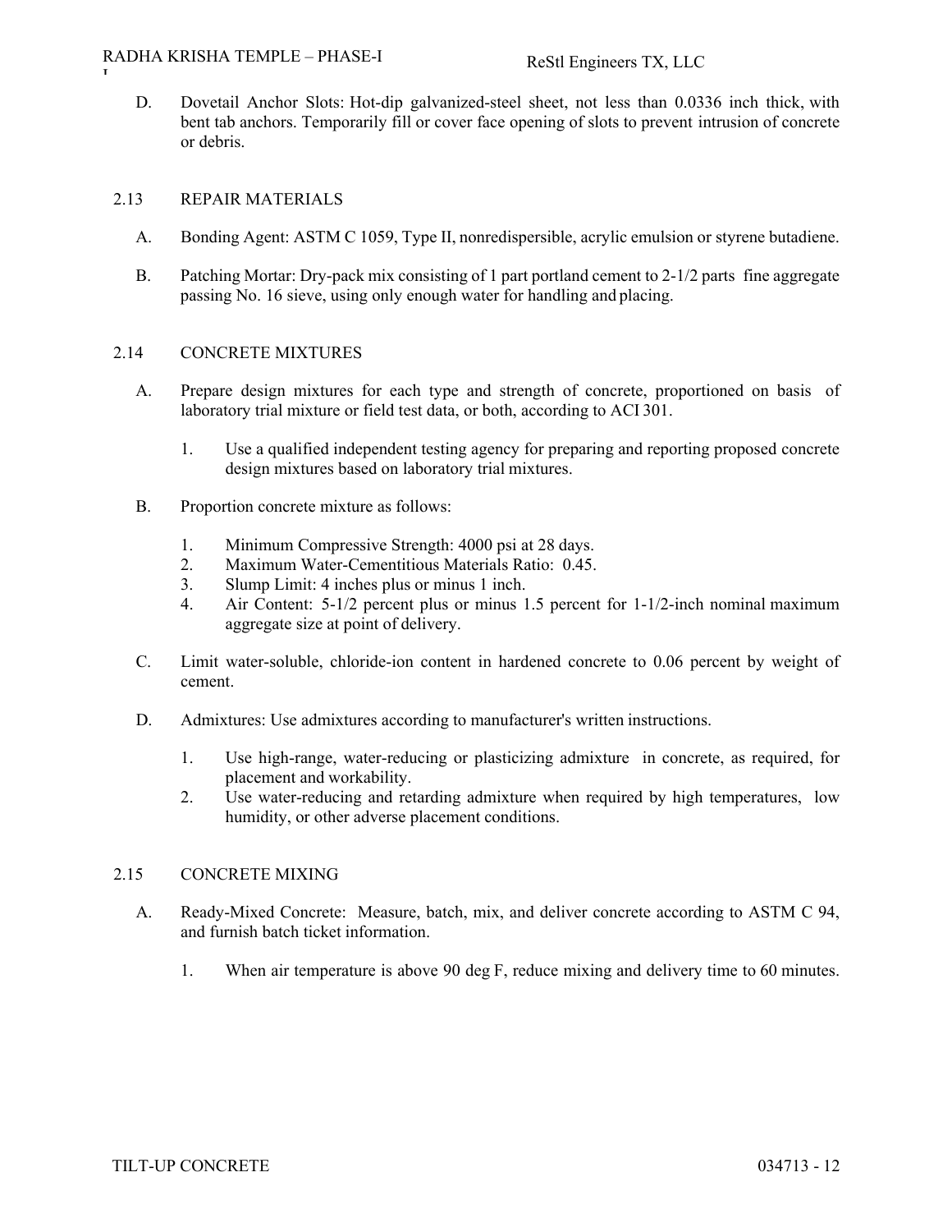D. Dovetail Anchor Slots: Hot-dip galvanized-steel sheet, not less than 0.0336 inch thick, with bent tab anchors. Temporarily fill or cover face opening of slots to prevent intrusion of concrete or debris.

## 2.13 REPAIR MATERIALS

A. Bonding Agent: ASTM C 1059, Type II, nonredispersible, acrylic emulsion or styrene butadiene.

B. Patching Mortar: Dry-pack mix consisting of 1 part portland cement to 2-1/2 parts fine aggregate passing No. 16 sieve, using only enough water for handling and placing.

## 2.14 CONCRETE MIXTURES

A. Prepare design mixtures for each type and strength of concrete, proportioned on basis of laboratory trial mixture or field test data, or both, according to ACI 301.

1. Use a qualified independent testing agency for preparing and reporting proposed concrete design mixtures based on laboratory trial mixtures.

B. Proportion concrete mixture as follows:

1. Minimum Compressive Strength: 4000 psi at 28 days.
2. Maximum Water-Cementitious Materials Ratio: 0.45.
3. Slump Limit: 4 inches plus or minus 1 inch.
4. Air Content: 5-1/2 percent plus or minus 1.5 percent for 1-1/2-inch nominal maximum aggregate size at point of delivery.

C. Limit water-soluble, chloride-ion content in hardened concrete to 0.06 percent by weight of cement.

D. Admixtures: Use admixtures according to manufacturer's written instructions.

1. Use high-range, water-reducing or plasticizing admixture in concrete, as required, for placement and workability.
2. Use water-reducing and retarding admixture when required by high temperatures, low humidity, or other adverse placement conditions.

## 2.15 CONCRETE MIXING

A. Ready-Mixed Concrete: Measure, batch, mix, and deliver concrete according to ASTM C 94, and furnish batch ticket information.

1. When air temperature is above 90 deg F, reduce mixing and delivery time to 60 minutes.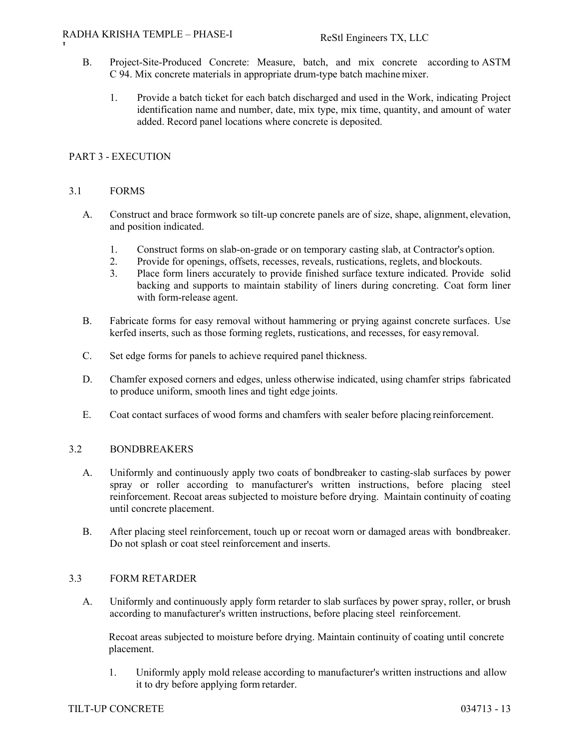B. Project-Site-Produced Concrete: Measure, batch, and mix concrete according to ASTM C 94. Mix concrete materials in appropriate drum-type batch machine mixer.

1. Provide a batch ticket for each batch discharged and used in the Work, indicating Project identification name and number, date, mix type, mix time, quantity, and amount of water added. Record panel locations where concrete is deposited.

## PART 3 - EXECUTION

### 3.1 FORMS

A. Construct and brace formwork so tilt-up concrete panels are of size, shape, alignment, elevation, and position indicated.

1. Construct forms on slab-on-grade or on temporary casting slab, at Contractor's option.
2. Provide for openings, offsets, recesses, reveals, rustications, reglets, and blockouts.
3. Place form liners accurately to provide finished surface texture indicated. Provide solid backing and supports to maintain stability of liners during concreting. Coat form liner with form-release agent.

B. Fabricate forms for easy removal without hammering or prying against concrete surfaces. Use kerfed inserts, such as those forming reglets, rustications, and recesses, for easy removal.

C. Set edge forms for panels to achieve required panel thickness.

D. Chamfer exposed corners and edges, unless otherwise indicated, using chamfer strips fabricated to produce uniform, smooth lines and tight edge joints.

E. Coat contact surfaces of wood forms and chamfers with sealer before placing reinforcement.

### 3.2 BONDBREAKERS

A. Uniformly and continuously apply two coats of bondbreaker to casting-slab surfaces by power spray or roller according to manufacturer's written instructions, before placing steel reinforcement. Recoat areas subjected to moisture before drying. Maintain continuity of coating until concrete placement.

B. After placing steel reinforcement, touch up or recoat worn or damaged areas with bondbreaker. Do not splash or coat steel reinforcement and inserts.

### 3.3 FORM RETARDER

A. Uniformly and continuously apply form retarder to slab surfaces by power spray, roller, or brush according to manufacturer's written instructions, before placing steel reinforcement.

Recoat areas subjected to moisture before drying. Maintain continuity of coating until concrete placement.

1. Uniformly apply mold release according to manufacturer's written instructions and allow it to dry before applying form retarder.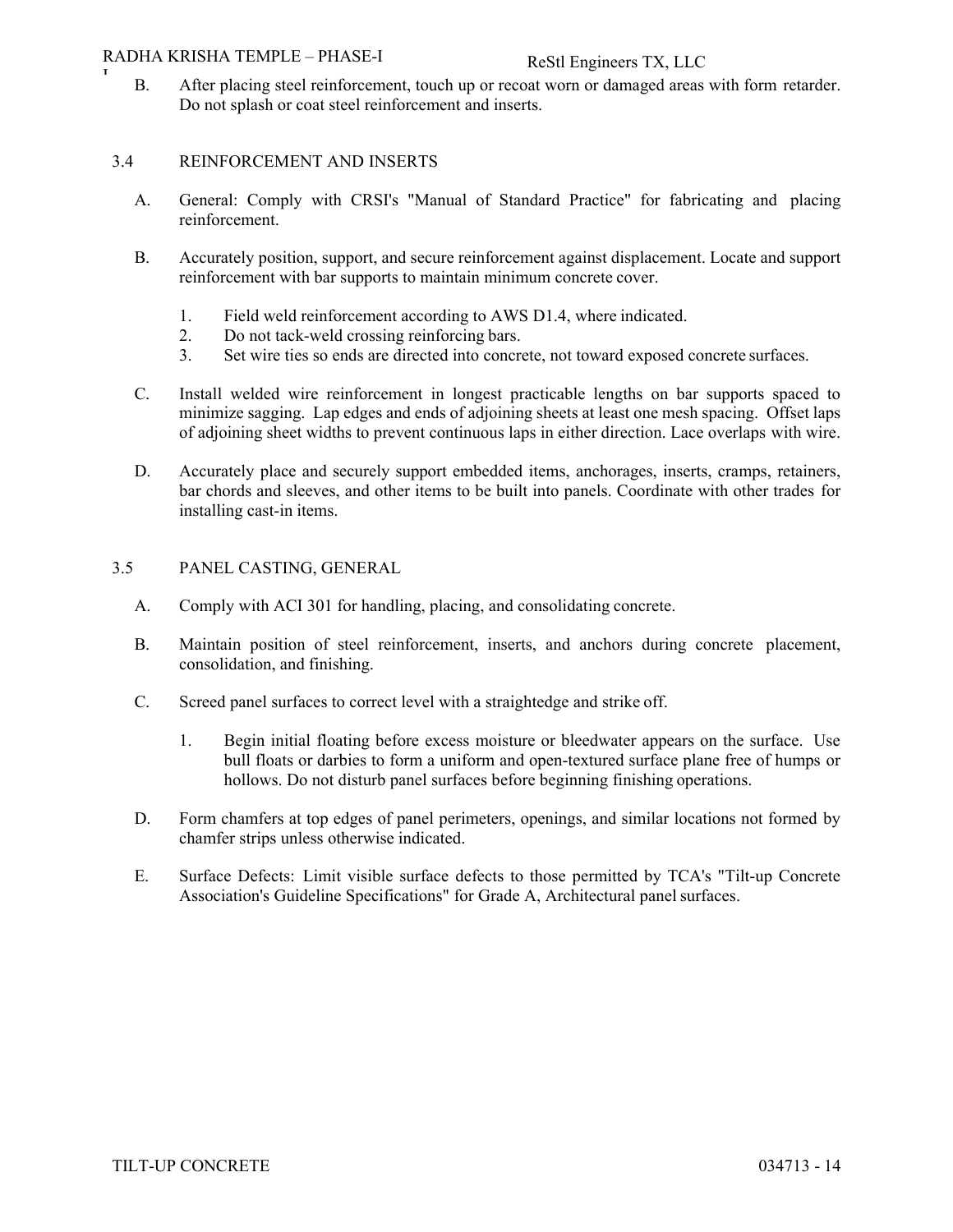B. After placing steel reinforcement, touch up or recoat worn or damaged areas with form retarder. Do not splash or coat steel reinforcement and inserts.

## 3.4 REINFORCEMENT AND INSERTS

A. General: Comply with CRSI's "Manual of Standard Practice" for fabricating and placing reinforcement.

B. Accurately position, support, and secure reinforcement against displacement. Locate and support reinforcement with bar supports to maintain minimum concrete cover.

1. Field weld reinforcement according to AWS D1.4, where indicated.
2. Do not tack-weld crossing reinforcing bars.
3. Set wire ties so ends are directed into concrete, not toward exposed concrete surfaces.

C. Install welded wire reinforcement in longest practicable lengths on bar supports spaced to minimize sagging. Lap edges and ends of adjoining sheets at least one mesh spacing. Offset laps of adjoining sheet widths to prevent continuous laps in either direction. Lace overlaps with wire.

D. Accurately place and securely support embedded items, anchorages, inserts, cramps, retainers, bar chords and sleeves, and other items to be built into panels. Coordinate with other trades for installing cast-in items.

## 3.5 PANEL CASTING, GENERAL

A. Comply with ACI 301 for handling, placing, and consolidating concrete.

B. Maintain position of steel reinforcement, inserts, and anchors during concrete placement, consolidation, and finishing.

C. Screed panel surfaces to correct level with a straightedge and strike off.

1. Begin initial floating before excess moisture or bleedwater appears on the surface. Use bull floats or darbies to form a uniform and open-textured surface plane free of humps or hollows. Do not disturb panel surfaces before beginning finishing operations.

D. Form chamfers at top edges of panel perimeters, openings, and similar locations not formed by chamfer strips unless otherwise indicated.

E. Surface Defects: Limit visible surface defects to those permitted by TCA's "Tilt-up Concrete Association's Guideline Specifications" for Grade A, Architectural panel surfaces.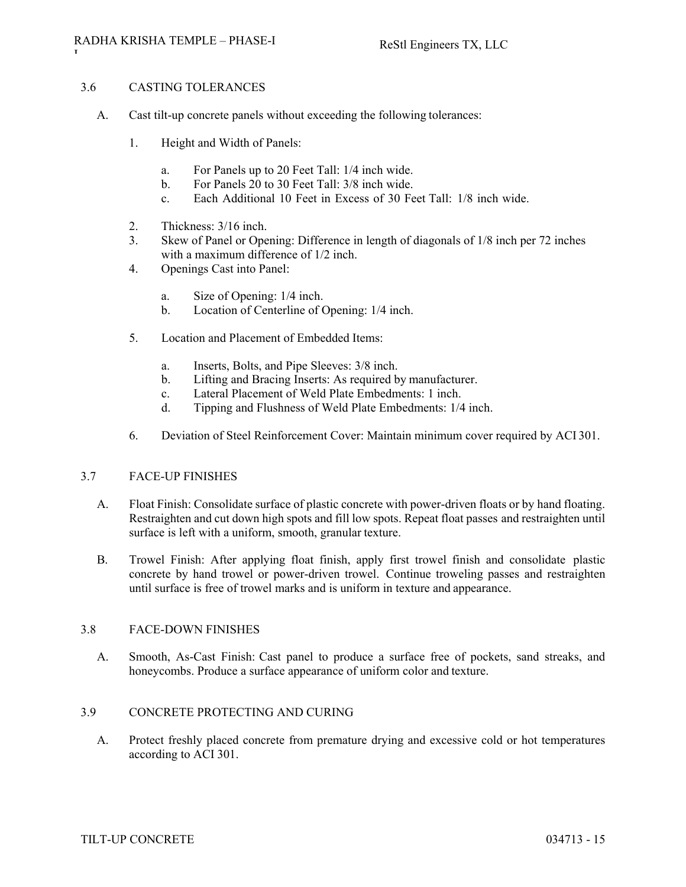## 3.6 CASTING TOLERANCES

A. Cast tilt-up concrete panels without exceeding the following tolerances:

1. Height and Width of Panels:

   a. For Panels up to 20 Feet Tall: 1/4 inch wide.
   b. For Panels 20 to 30 Feet Tall: 3/8 inch wide.
   c. Each Additional 10 Feet in Excess of 30 Feet Tall: 1/8 inch wide.

2. Thickness: 3/16 inch.
3. Skew of Panel or Opening: Difference in length of diagonals of 1/8 inch per 72 inches with a maximum difference of 1/2 inch.
4. Openings Cast into Panel:

   a. Size of Opening: 1/4 inch.
   b. Location of Centerline of Opening: 1/4 inch.

5. Location and Placement of Embedded Items:

   a. Inserts, Bolts, and Pipe Sleeves: 3/8 inch.
   b. Lifting and Bracing Inserts: As required by manufacturer.
   c. Lateral Placement of Weld Plate Embedments: 1 inch.
   d. Tipping and Flushness of Weld Plate Embedments: 1/4 inch.

6. Deviation of Steel Reinforcement Cover: Maintain minimum cover required by ACI 301.

## 3.7 FACE-UP FINISHES

A. Float Finish: Consolidate surface of plastic concrete with power-driven floats or by hand floating. Restraighten and cut down high spots and fill low spots. Repeat float passes and restraighten until surface is left with a uniform, smooth, granular texture.

B. Trowel Finish: After applying float finish, apply first trowel finish and consolidate plastic concrete by hand trowel or power-driven trowel. Continue troweling passes and restraighten until surface is free of trowel marks and is uniform in texture and appearance.

## 3.8 FACE-DOWN FINISHES

A. Smooth, As-Cast Finish: Cast panel to produce a surface free of pockets, sand streaks, and honeycombs. Produce a surface appearance of uniform color and texture.

## 3.9 CONCRETE PROTECTING AND CURING

A. Protect freshly placed concrete from premature drying and excessive cold or hot temperatures according to ACI 301.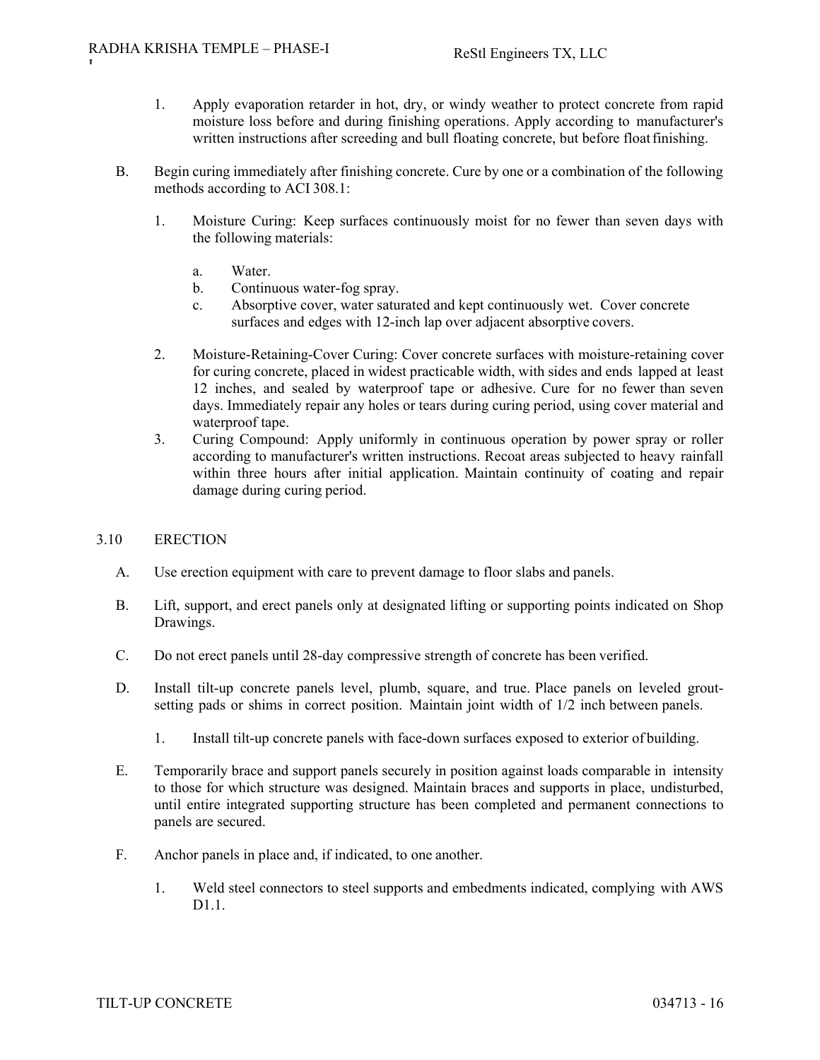1. Apply evaporation retarder in hot, dry, or windy weather to protect concrete from rapid moisture loss before and during finishing operations. Apply according to manufacturer's written instructions after screeding and bull floating concrete, but before float finishing.

B. Begin curing immediately after finishing concrete. Cure by one or a combination of the following methods according to ACI 308.1:

1. Moisture Curing: Keep surfaces continuously moist for no fewer than seven days with the following materials:

   a. Water.
   b. Continuous water-fog spray.
   c. Absorptive cover, water saturated and kept continuously wet. Cover concrete surfaces and edges with 12-inch lap over adjacent absorptive covers.

2. Moisture-Retaining-Cover Curing: Cover concrete surfaces with moisture-retaining cover for curing concrete, placed in widest practicable width, with sides and ends lapped at least 12 inches, and sealed by waterproof tape or adhesive. Cure for no fewer than seven days. Immediately repair any holes or tears during curing period, using cover material and waterproof tape.

3. Curing Compound: Apply uniformly in continuous operation by power spray or roller according to manufacturer's written instructions. Recoat areas subjected to heavy rainfall within three hours after initial application. Maintain continuity of coating and repair damage during curing period.

## 3.10 ERECTION

A. Use erection equipment with care to prevent damage to floor slabs and panels.

B. Lift, support, and erect panels only at designated lifting or supporting points indicated on Shop Drawings.

C. Do not erect panels until 28-day compressive strength of concrete has been verified.

D. Install tilt-up concrete panels level, plumb, square, and true. Place panels on leveled grout-setting pads or shims in correct position. Maintain joint width of 1/2 inch between panels.

1. Install tilt-up concrete panels with face-down surfaces exposed to exterior of building.

E. Temporarily brace and support panels securely in position against loads comparable in intensity to those for which structure was designed. Maintain braces and supports in place, undisturbed, until entire integrated supporting structure has been completed and permanent connections to panels are secured.

F. Anchor panels in place and, if indicated, to one another.

1. Weld steel connectors to steel supports and embedments indicated, complying with AWS D1.1.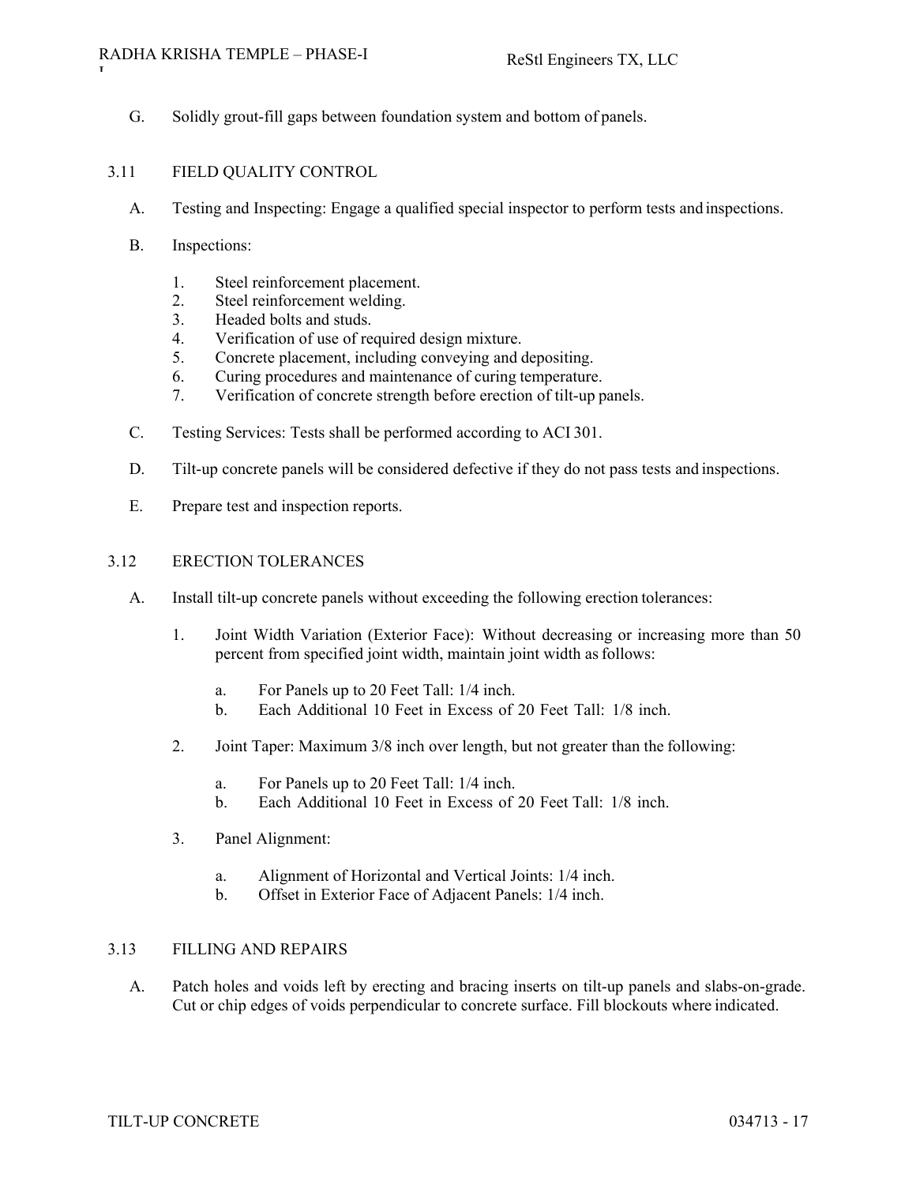G. Solidly grout-fill gaps between foundation system and bottom of panels.

## 3.11 FIELD QUALITY CONTROL

A. Testing and Inspecting: Engage a qualified special inspector to perform tests and inspections.

B. Inspections:

1. Steel reinforcement placement.
2. Steel reinforcement welding.
3. Headed bolts and studs.
4. Verification of use of required design mixture.
5. Concrete placement, including conveying and depositing.
6. Curing procedures and maintenance of curing temperature.
7. Verification of concrete strength before erection of tilt-up panels.

C. Testing Services: Tests shall be performed according to ACI 301.

D. Tilt-up concrete panels will be considered defective if they do not pass tests and inspections.

E. Prepare test and inspection reports.

## 3.12 ERECTION TOLERANCES

A. Install tilt-up concrete panels without exceeding the following erection tolerances:

1. Joint Width Variation (Exterior Face): Without decreasing or increasing more than 50 percent from specified joint width, maintain joint width as follows:

   a. For Panels up to 20 Feet Tall: 1/4 inch.
   b. Each Additional 10 Feet in Excess of 20 Feet Tall: 1/8 inch.

2. Joint Taper: Maximum 3/8 inch over length, but not greater than the following:

   a. For Panels up to 20 Feet Tall: 1/4 inch.
   b. Each Additional 10 Feet in Excess of 20 Feet Tall: 1/8 inch.

3. Panel Alignment:

   a. Alignment of Horizontal and Vertical Joints: 1/4 inch.
   b. Offset in Exterior Face of Adjacent Panels: 1/4 inch.

## 3.13 FILLING AND REPAIRS

A. Patch holes and voids left by erecting and bracing inserts on tilt-up panels and slabs-on-grade. Cut or chip edges of voids perpendicular to concrete surface. Fill blockouts where indicated.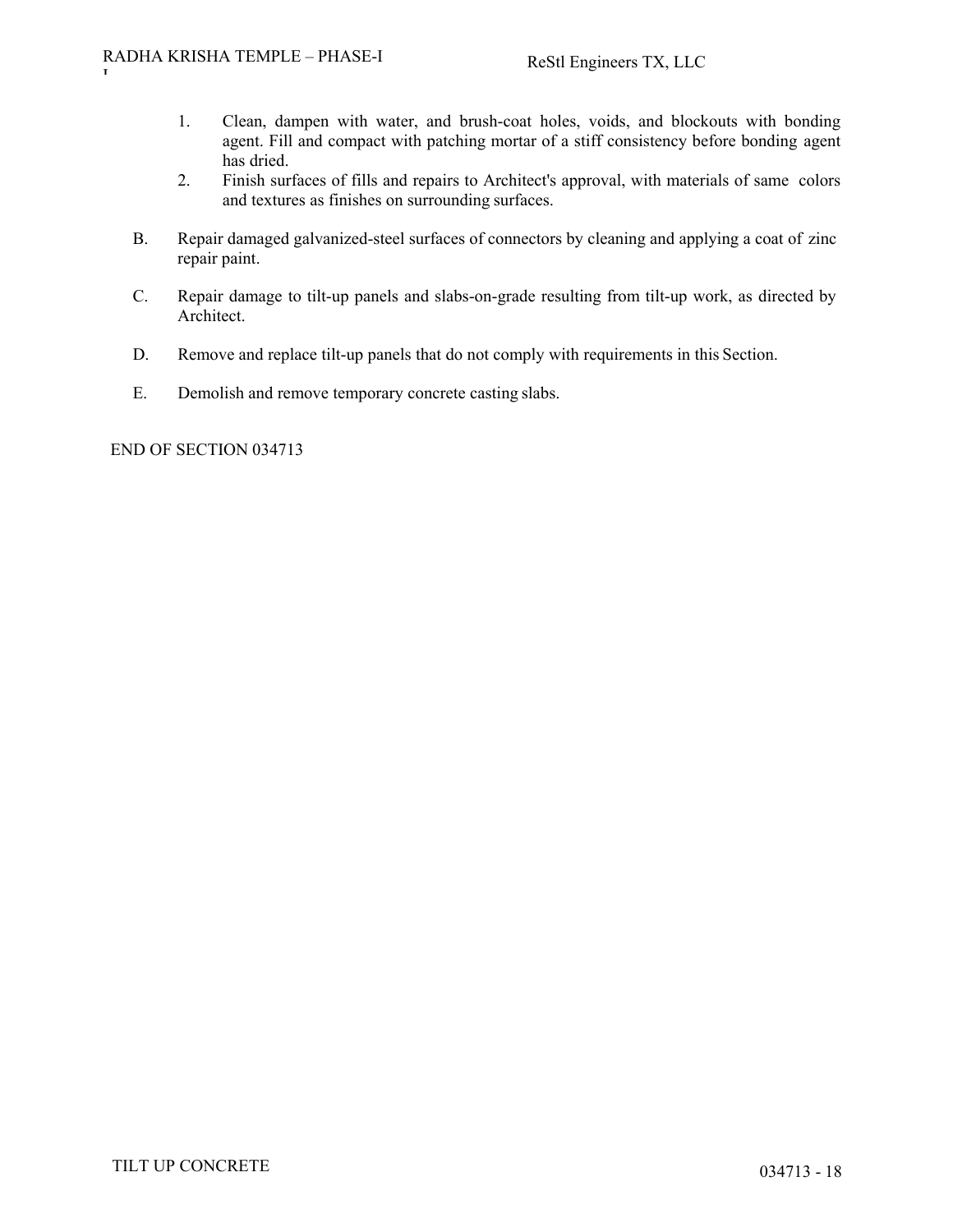1. Clean, dampen with water, and brush-coat holes, voids, and blockouts with bonding agent. Fill and compact with patching mortar of a stiff consistency before bonding agent has dried.
2. Finish surfaces of fills and repairs to Architect's approval, with materials of same colors and textures as finishes on surrounding surfaces.

B. Repair damaged galvanized-steel surfaces of connectors by cleaning and applying a coat of zinc repair paint.

C. Repair damage to tilt-up panels and slabs-on-grade resulting from tilt-up work, as directed by Architect.

D. Remove and replace tilt-up panels that do not comply with requirements in this Section.

E. Demolish and remove temporary concrete casting slabs.

END OF SECTION 034713